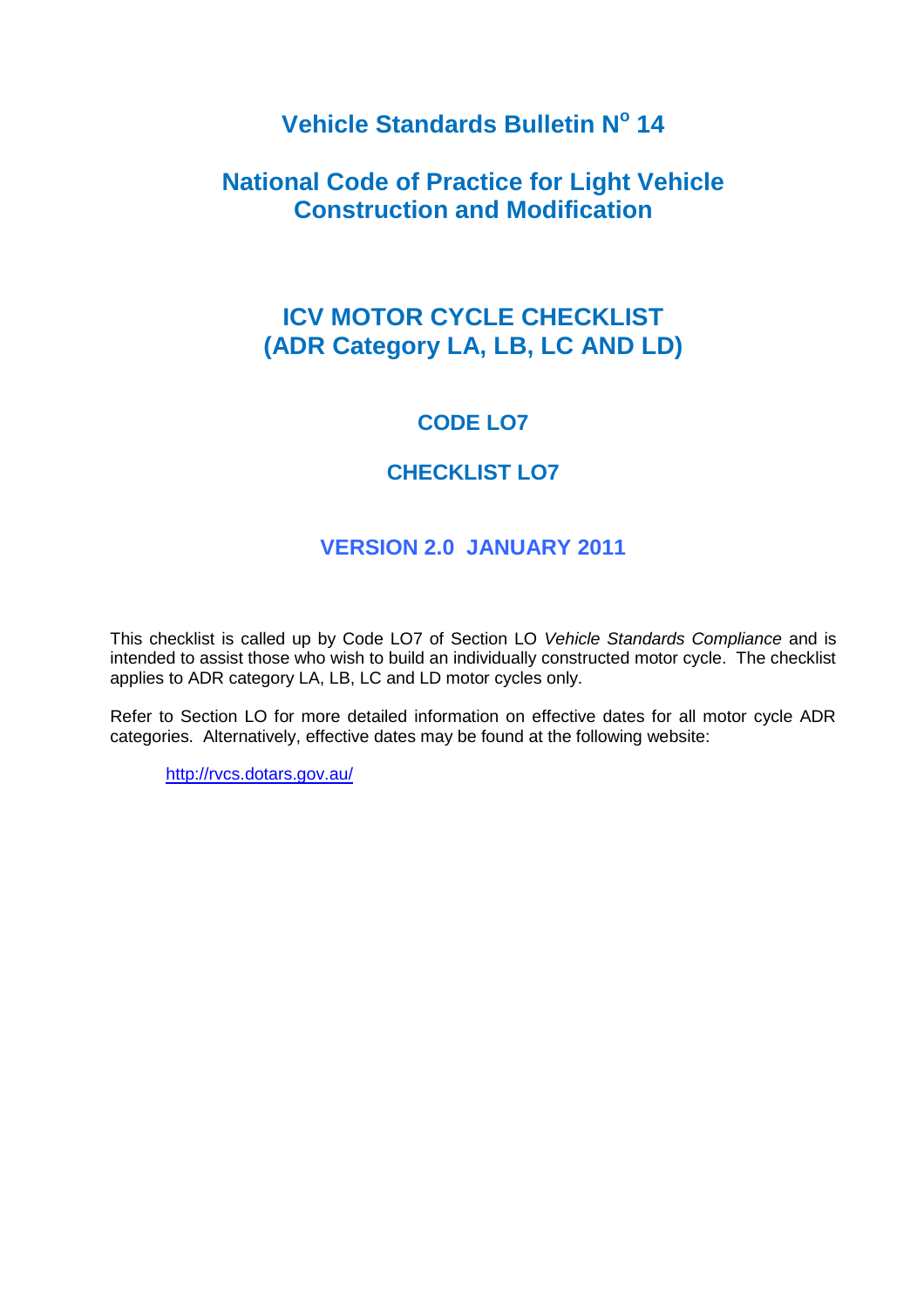# Vehicle Standards Bulletin N$^{o}$ 14

# National Code of Practice for Light Vehicle Construction and Modification

## ICV MOTOR CYCLE CHECKLIST (ADR Category LA, LB, LC AND LD)

### CODE LO7

### CHECKLIST LO7

### VERSION 2.0 JANUARY 2011

This checklist is called up by Code LO7 of Section LO *Vehicle Standards Compliance* and is intended to assist those who wish to build an individually constructed motor cycle. The checklist applies to ADR category LA, LB, LC and LD motor cycles only.

Refer to Section LO for more detailed information on effective dates for all motor cycle ADR categories. Alternatively, effective dates may be found at the following website:

http://rvcs.dotars.gov.au/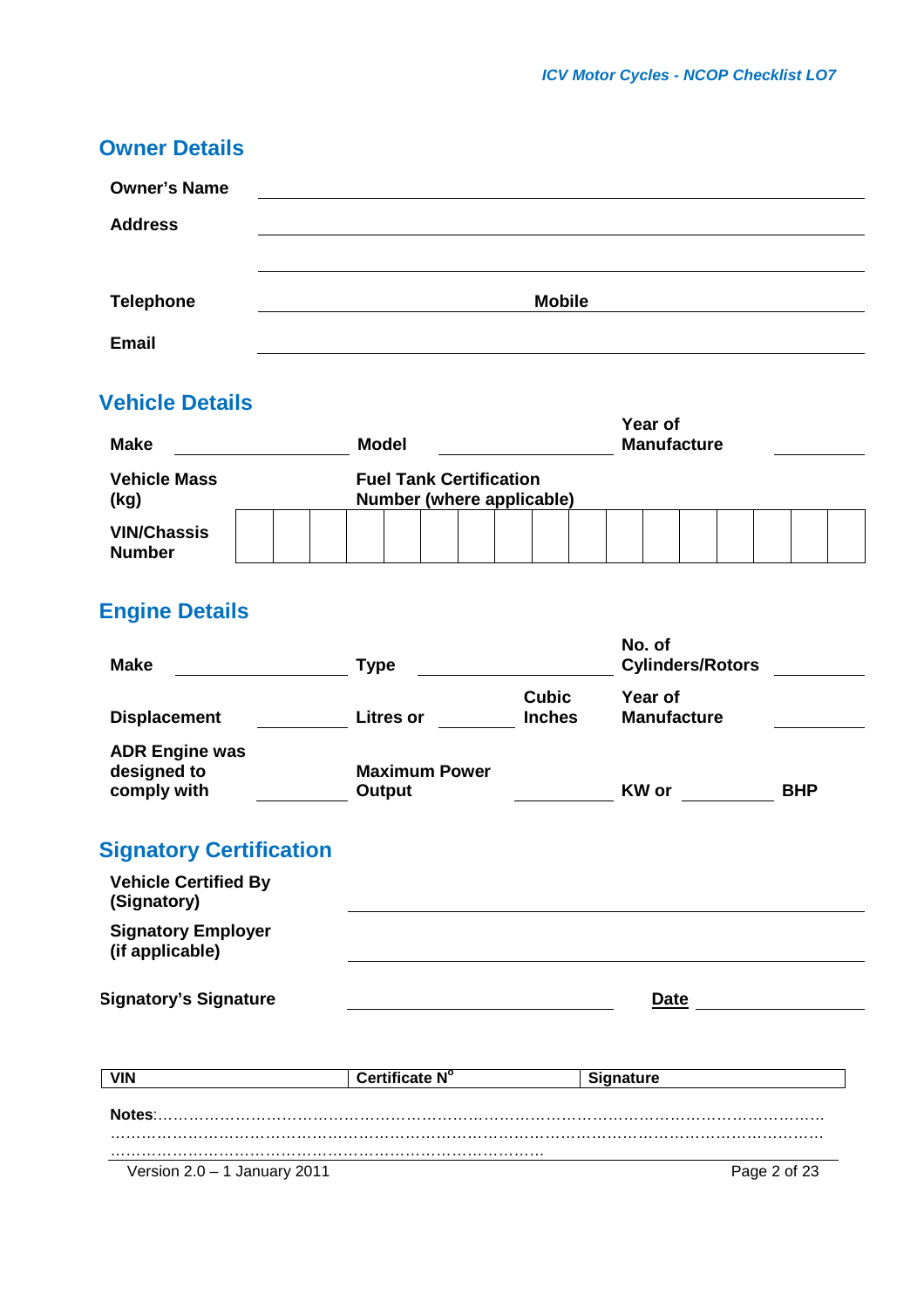## Owner Details

| | | | |
|---|---|---|---|
| **Owner's Name** | | | |
| **Address** | | | |
| | | | |
| **Telephone** | | **Mobile** | |
| **Email** | | | |

## Vehicle Details

| | | | | | |
|---|---|---|---|---|---|
| **Make** | | **Model** | | **Year of Manufacture** | |
| **Vehicle Mass (kg)** | | **Fuel Tank Certification Number (where applicable)** | | | |

| **VIN/Chassis Number** | | | | | | | | | | | | | | | | | |
|---|---|---|---|---|---|---|---|---|---|---|---|---|---|---|---|---|---|

## Engine Details

| | | | | | | | |
|---|---|---|---|---|---|---|---|
| **Make** | | **Type** | | | **No. of Cylinders/Rotors** | | |
| **Displacement** | | **Litres or** | | **Cubic Inches** | **Year of Manufacture** | | |
| **ADR Engine was designed to comply with** | | **Maximum Power Output** | | | **KW or** | | **BHP** |

## Signatory Certification

| | | | |
|---|---|---|---|
| **Vehicle Certified By (Signatory)** | | | |
| **Signatory Employer (if applicable)** | | | |
| **Signatory's Signature** | | **Date** | |

| **VIN** | **Certificate N°** | **Signature** |
|---|---|---|

**Notes**:……………………………………………………………………………………………………………………
……………………………………………………………………………………………………………………………
………………………………………………………………………………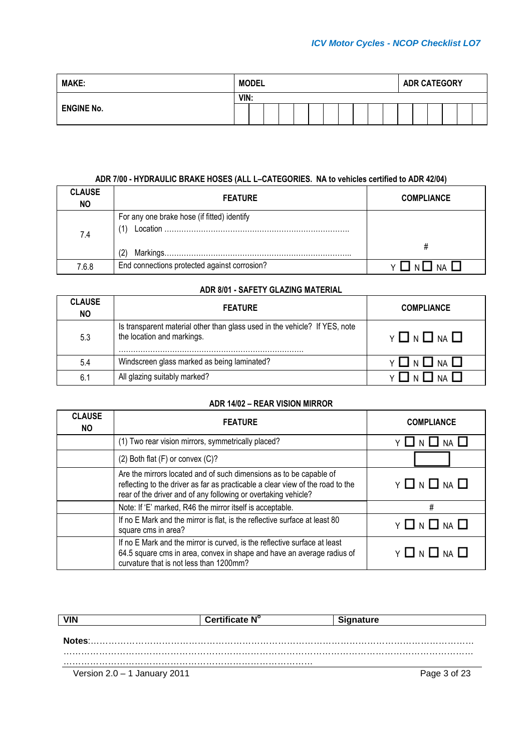| MAKE: | MODEL | ADR CATEGORY |
|---|---|---|
| ENGINE No. | VIN: | |

**ADR 7/00 - HYDRAULIC BRAKE HOSES (ALL L–CATEGORIES. NA to vehicles certified to ADR 42/04)**

| CLAUSE NO | FEATURE | COMPLIANCE |
|---|---|---|
| 7.4 | For any one brake hose (if fitted) identify<br>(1) Location ………………………………………………………………<br>(2) Markings……………………………………………………………… | # |
| 7.6.8 | End connections protected against corrosion? | Y ☐ N ☐ NA ☐ |

**ADR 8/01 - SAFETY GLAZING MATERIAL**

| CLAUSE NO | FEATURE | COMPLIANCE |
|---|---|---|
| 5.3 | Is transparent material other than glass used in the vehicle? If YES, note the location and markings.<br>………………………………………………………………… | Y ☐ N ☐ NA ☐ |
| 5.4 | Windscreen glass marked as being laminated? | Y ☐ N ☐ NA ☐ |
| 6.1 | All glazing suitably marked? | Y ☐ N ☐ NA ☐ |

**ADR 14/02 – REAR VISION MIRROR**

| CLAUSE NO | FEATURE | COMPLIANCE |
|---|---|---|
| | (1) Two rear vision mirrors, symmetrically placed? | Y ☐ N ☐ NA ☐ |
| | (2) Both flat (F) or convex (C)? | ☐ |
| | Are the mirrors located and of such dimensions as to be capable of reflecting to the driver as far as practicable a clear view of the road to the rear of the driver and of any following or overtaking vehicle? | Y ☐ N ☐ NA ☐ |
| | Note: If 'E' marked, R46 the mirror itself is acceptable. | # |
| | If no E Mark and the mirror is flat, is the reflective surface at least 80 square cms in area? | Y ☐ N ☐ NA ☐ |
| | If no E Mark and the mirror is curved, is the reflective surface at least 64.5 square cms in area, convex in shape and have an average radius of curvature that is not less than 1200mm? | Y ☐ N ☐ NA ☐ |

| VIN | Certificate N° | Signature |
|---|---|---|

**Notes**:……………………………………………………………………………………………………………
……………………………………………………………………………………………………………………
…………………………………………………………………………………

Version 2.0 – 1 January 2011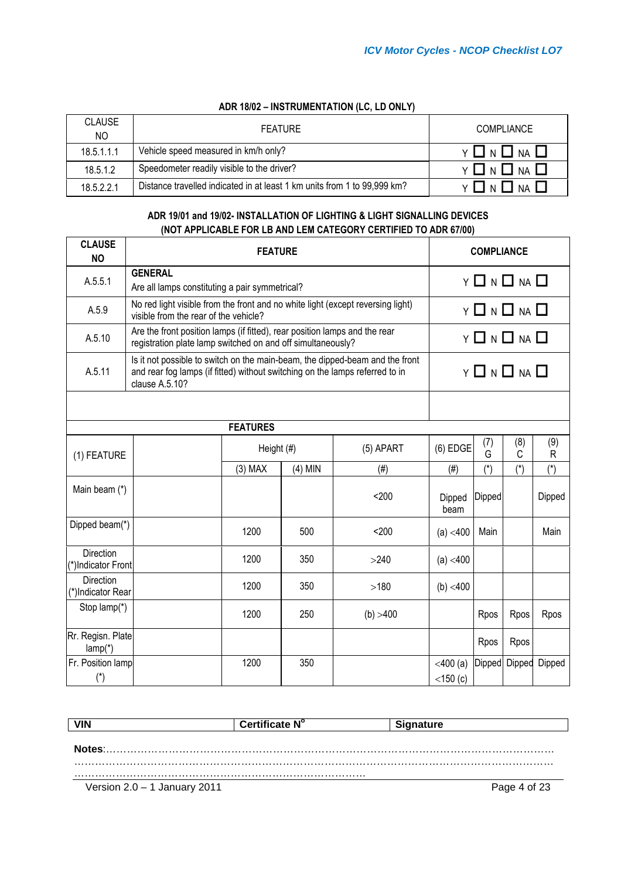### ADR 18/02 – INSTRUMENTATION (LC, LD ONLY)

| CLAUSE NO | FEATURE | COMPLIANCE |
|---|---|---|
| 18.5.1.1.1 | Vehicle speed measured in km/h only? | Y ☐ N ☐ NA ☐ |
| 18.5.1.2 | Speedometer readily visible to the driver? | Y ☐ N ☐ NA ☐ |
| 18.5.2.2.1 | Distance travelled indicated in at least 1 km units from 1 to 99,999 km? | Y ☐ N ☐ NA ☐ |

### ADR 19/01 and 19/02- INSTALLATION OF LIGHTING & LIGHT SIGNALLING DEVICES (NOT APPLICABLE FOR LB AND LEM CATEGORY CERTIFIED TO ADR 67/00)

| CLAUSE NO | FEATURE | COMPLIANCE |
|---|---|---|
| A.5.5.1 | **GENERAL** Are all lamps constituting a pair symmetrical? | Y ☐ N ☐ NA ☐ |
| A.5.9 | No red light visible from the front and no white light (except reversing light) visible from the rear of the vehicle? | Y ☐ N ☐ NA ☐ |
| A.5.10 | Are the front position lamps (if fitted), rear position lamps and the rear registration plate lamp switched on and off simultaneously? | Y ☐ N ☐ NA ☐ |
| A.5.11 | Is it not possible to switch on the main-beam, the dipped-beam and the front and rear fog lamps (if fitted) without switching on the lamps referred to in clause A.5.10? | Y ☐ N ☐ NA ☐ |
| | | |

**FEATURES**

| (1) FEATURE | | Height (#) | | (5) APART | (6) EDGE | (7) G | (8) C | (9) R |
|---|---|---|---|---|---|---|---|---|
| | | (3) MAX | (4) MIN | (#) | (#) | (*) | (*) | (*) |
| Main beam (*) | | | | <200 | Dipped beam | Dipped | | Dipped |
| Dipped beam(*) | | 1200 | 500 | <200 | (a) <400 | Main | | Main |
| Direction (*)Indicator Front | | 1200 | 350 | >240 | (a) <400 | | | |
| Direction (*)Indicator Rear | | 1200 | 350 | >180 | (b) <400 | | | |
| Stop lamp(*) | | 1200 | 250 | (b) >400 | | Rpos | Rpos | Rpos |
| Rr. Regisn. Plate lamp(*) | | | | | | Rpos | Rpos | |
| Fr. Position lamp (*) | | 1200 | 350 | | <400 (a) <150 (c) | Dipped | Dipped | Dipped |

| VIN | Certificate N° | Signature |
|---|---|---|

**Notes:**……………………………………………………………………………………………………………
……………………………………………………………………………………………………………………
……………………………………………………………………………

Version 2.0 – 1 January 2011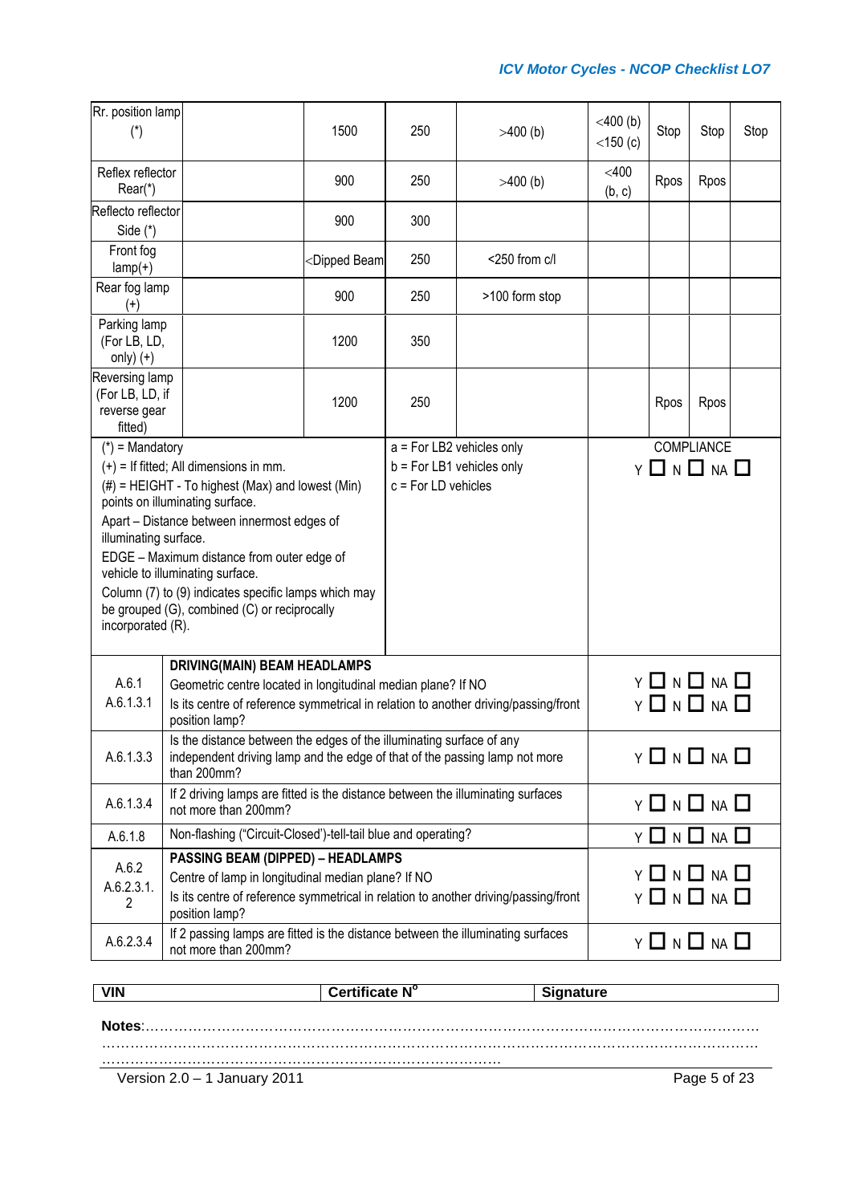| Rr. position lamp (*) | | 1500 | 250 | >400 (b) | <400 (b) <150 (c) | Stop | Stop | Stop |
|---|---|---|---|---|---|---|---|---|
| Reflex reflector Rear(*) | | 900 | 250 | >400 (b) | <400 (b, c) | Rpos | Rpos | |
| Reflecto reflector Side (*) | | 900 | 300 | | | | | |
| Front fog lamp(+) | | <Dipped Beam | 250 | <250 from c/l | | | | |
| Rear fog lamp (+) | | 900 | 250 | >100 form stop | | | | |
| Parking lamp (For LB, LD, only) (+) | | 1200 | 350 | | | | | |
| Reversing lamp (For LB, LD, if reverse gear fitted) | | 1200 | 250 | | | Rpos | Rpos | |

(*) = Mandatory
(+) = If fitted; All dimensions in mm.
(#) = HEIGHT - To highest (Max) and lowest (Min) points on illuminating surface.
Apart – Distance between innermost edges of illuminating surface.
EDGE – Maximum distance from outer edge of vehicle to illuminating surface.
Column (7) to (9) indicates specific lamps which may be grouped (G), combined (C) or reciprocally incorporated (R).

a = For LB2 vehicles only
b = For LB1 vehicles only
c = For LD vehicles

COMPLIANCE
Y ☐ N ☐ NA ☐

| | | |
|---|---|---|
| A.6.1<br>A.6.1.3.1 | **DRIVING(MAIN) BEAM HEADLAMPS**<br>Geometric centre located in longitudinal median plane? If NO<br>Is its centre of reference symmetrical in relation to another driving/passing/front position lamp? | Y ☐ N ☐ NA ☐<br>Y ☐ N ☐ NA ☐ |
| A.6.1.3.3 | Is the distance between the edges of the illuminating surface of any independent driving lamp and the edge of that of the passing lamp not more than 200mm? | Y ☐ N ☐ NA ☐ |
| A.6.1.3.4 | If 2 driving lamps are fitted is the distance between the illuminating surfaces not more than 200mm? | Y ☐ N ☐ NA ☐ |
| A.6.1.8 | Non-flashing ("Circuit-Closed")-tell-tail blue and operating? | Y ☐ N ☐ NA ☐ |
| A.6.2<br>A.6.2.3.1.2 | **PASSING BEAM (DIPPED) – HEADLAMPS**<br>Centre of lamp in longitudinal median plane? If NO<br>Is its centre of reference symmetrical in relation to another driving/passing/front position lamp? | Y ☐ N ☐ NA ☐<br>Y ☐ N ☐ NA ☐ |
| A.6.2.3.4 | If 2 passing lamps are fitted is the distance between the illuminating surfaces not more than 200mm? | Y ☐ N ☐ NA ☐ |

| **VIN** | **Certificate N°** | **Signature** |
|---|---|---|

**Notes**:…………………………………………………………………………………………………………………
…………………………………………………………………………………………………………………………
…………………………………………………………………………………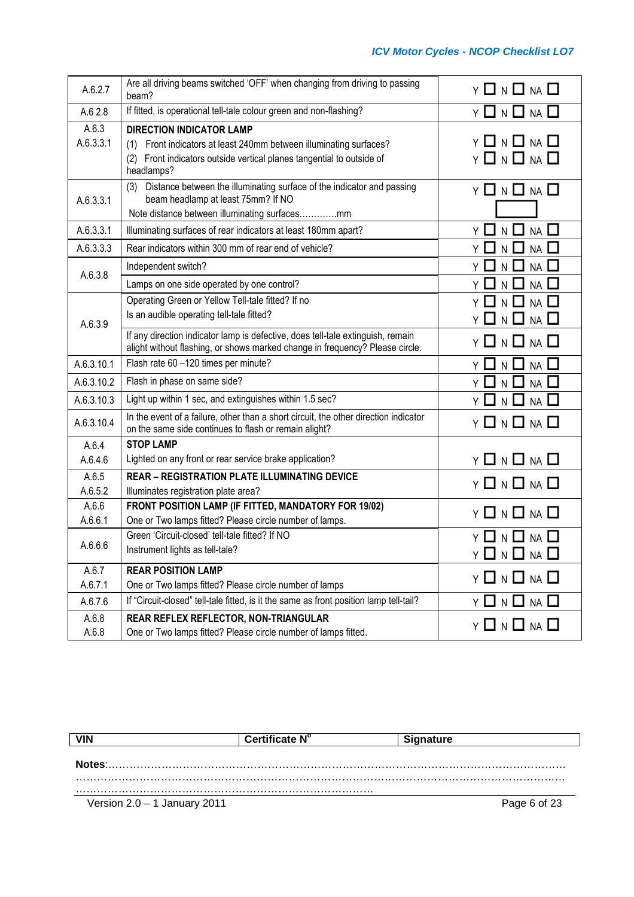| | | |
|---|---|---|
| A.6.2.7 | Are all driving beams switched 'OFF' when changing from driving to passing beam? | Y ☐ N ☐ NA ☐ |
| A.6 2.8 | If fitted, is operational tell-tale colour green and non-flashing? | Y ☐ N ☐ NA ☐ |
| A.6.3<br>A.6.3.3.1 | **DIRECTION INDICATOR LAMP**<br>(1) Front indicators at least 240mm between illuminating surfaces?<br>(2) Front indicators outside vertical planes tangential to outside of headlamps? | Y ☐ N ☐ NA ☐<br>Y ☐ N ☐ NA ☐ |
| A.6.3.3.1 | (3) Distance between the illuminating surface of the indicator and passing beam headlamp at least 75mm? If NO<br>Note distance between illuminating surfaces………….mm | Y ☐ N ☐ NA ☐<br>☐ |
| A.6.3.3.1 | Illuminating surfaces of rear indicators at least 180mm apart? | Y ☐ N ☐ NA ☐ |
| A.6.3.3.3 | Rear indicators within 300 mm of rear end of vehicle? | Y ☐ N ☐ NA ☐ |
| A.6.3.8 | Independent switch? | Y ☐ N ☐ NA ☐ |
| | Lamps on one side operated by one control? | Y ☐ N ☐ NA ☐ |
| A.6.3.9 | Operating Green or Yellow Tell-tale fitted? If no<br>Is an audible operating tell-tale fitted? | Y ☐ N ☐ NA ☐<br>Y ☐ N ☐ NA ☐ |
| | If any direction indicator lamp is defective, does tell-tale extinguish, remain alight without flashing, or shows marked change in frequency? Please circle. | Y ☐ N ☐ NA ☐ |
| A.6.3.10.1 | Flash rate 60 –120 times per minute? | Y ☐ N ☐ NA ☐ |
| A.6.3.10.2 | Flash in phase on same side? | Y ☐ N ☐ NA ☐ |
| A.6.3.10.3 | Light up within 1 sec, and extinguishes within 1.5 sec? | Y ☐ N ☐ NA ☐ |
| A.6.3.10.4 | In the event of a failure, other than a short circuit, the other direction indicator on the same side continues to flash or remain alight? | Y ☐ N ☐ NA ☐ |
| A.6.4<br>A.6.4.6 | **STOP LAMP**<br>Lighted on any front or rear service brake application? | Y ☐ N ☐ NA ☐ |
| A.6.5<br>A.6.5.2 | **REAR – REGISTRATION PLATE ILLUMINATING DEVICE**<br>Illuminates registration plate area? | Y ☐ N ☐ NA ☐ |
| A.6.6<br>A.6.6.1 | **FRONT POSITION LAMP (IF FITTED, MANDATORY FOR 19/02)**<br>One or Two lamps fitted? Please circle number of lamps. | Y ☐ N ☐ NA ☐ |
| A.6.6.6 | Green 'Circuit-closed' tell-tale fitted? If NO<br>Instrument lights as tell-tale? | Y ☐ N ☐ NA ☐<br>Y ☐ N ☐ NA ☐ |
| A.6.7<br>A.6.7.1 | **REAR POSITION LAMP**<br>One or Two lamps fitted? Please circle number of lamps | Y ☐ N ☐ NA ☐ |
| A.6.7.6 | If "Circuit-closed" tell-tale fitted, is it the same as front position lamp tell-tail? | Y ☐ N ☐ NA ☐ |
| A.6.8<br>A.6.8 | **REAR REFLEX REFLECTOR, NON-TRIANGULAR**<br>One or Two lamps fitted? Please circle number of lamps fitted. | Y ☐ N ☐ NA ☐ |

| VIN | Certificate N° | Signature |
|---|---|---|

**Notes**:…………………………………………………………………………………………………………………
……………………………………………………………………………………………………………………………
…………………………………………………………………………

Version 2.0 – 1 January 2011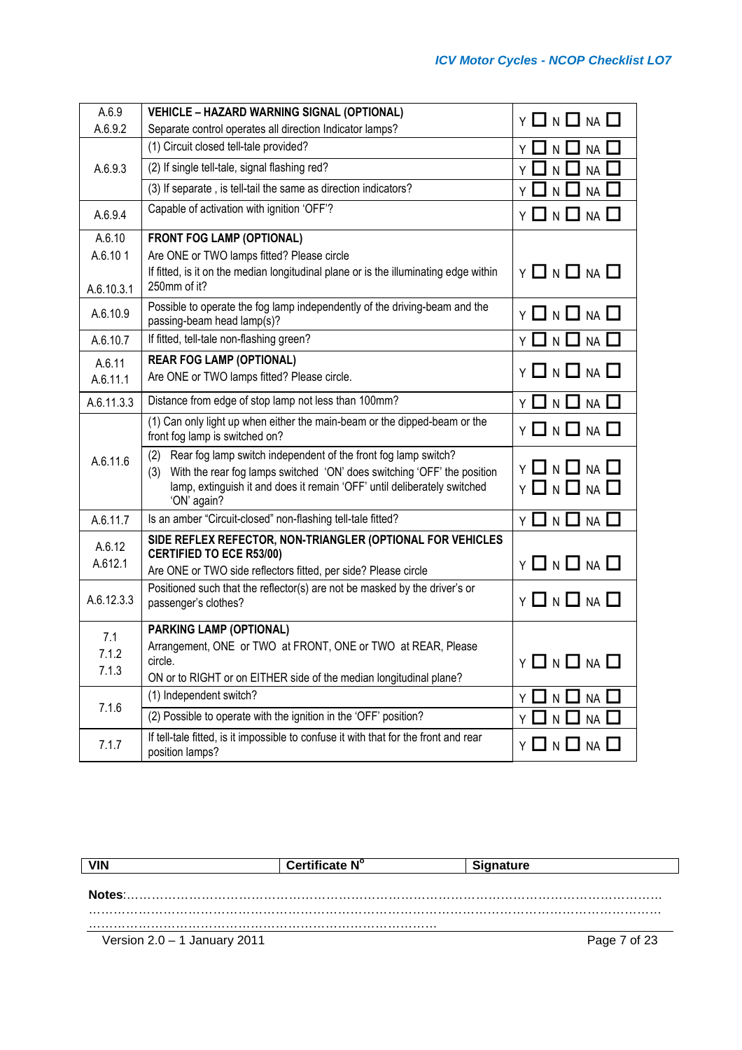| | | |
|---|---|---|
| A.6.9<br>A.6.9.2 | **VEHICLE – HAZARD WARNING SIGNAL (OPTIONAL)**<br>Separate control operates all direction Indicator lamps? | Y ☐ N ☐ NA ☐ |
| A.6.9.3 | (1) Circuit closed tell-tale provided? | Y ☐ N ☐ NA ☐ |
| | (2) If single tell-tale, signal flashing red? | Y ☐ N ☐ NA ☐ |
| | (3) If separate , is tell-tail the same as direction indicators? | Y ☐ N ☐ NA ☐ |
| A.6.9.4 | Capable of activation with ignition 'OFF'? | Y ☐ N ☐ NA ☐ |
| A.6.10<br>A.6.10 1<br>A.6.10.3.1 | **FRONT FOG LAMP (OPTIONAL)**<br>Are ONE or TWO lamps fitted? Please circle<br>If fitted, is it on the median longitudinal plane or is the illuminating edge within 250mm of it? | Y ☐ N ☐ NA ☐ |
| A.6.10.9 | Possible to operate the fog lamp independently of the driving-beam and the passing-beam head lamp(s)? | Y ☐ N ☐ NA ☐ |
| A.6.10.7 | If fitted, tell-tale non-flashing green? | Y ☐ N ☐ NA ☐ |
| A.6.11<br>A.6.11.1 | **REAR FOG LAMP (OPTIONAL)**<br>Are ONE or TWO lamps fitted? Please circle. | Y ☐ N ☐ NA ☐ |
| A.6.11.3.3 | Distance from edge of stop lamp not less than 100mm? | Y ☐ N ☐ NA ☐ |
| A.6.11.6 | (1) Can only light up when either the main-beam or the dipped-beam or the front fog lamp is switched on? | Y ☐ N ☐ NA ☐ |
| | (2) Rear fog lamp switch independent of the front fog lamp switch?<br>(3) With the rear fog lamps switched 'ON' does switching 'OFF' the position lamp, extinguish it and does it remain 'OFF' until deliberately switched 'ON' again? | Y ☐ N ☐ NA ☐<br>Y ☐ N ☐ NA ☐ |
| A.6.11.7 | Is an amber "Circuit-closed" non-flashing tell-tale fitted? | Y ☐ N ☐ NA ☐ |
| A.6.12<br>A.612.1 | **SIDE REFLEX REFECTOR, NON-TRIANGLER (OPTIONAL FOR VEHICLES CERTIFIED TO ECE R53/00)**<br>Are ONE or TWO side reflectors fitted, per side? Please circle | Y ☐ N ☐ NA ☐ |
| A.6.12.3.3 | Positioned such that the reflector(s) are not be masked by the driver's or passenger's clothes? | Y ☐ N ☐ NA ☐ |
| 7.1<br>7.1.2<br>7.1.3 | **PARKING LAMP (OPTIONAL)**<br>Arrangement, ONE or TWO at FRONT, ONE or TWO at REAR, Please circle.<br>ON or to RIGHT or on EITHER side of the median longitudinal plane? | Y ☐ N ☐ NA ☐ |
| 7.1.6 | (1) Independent switch? | Y ☐ N ☐ NA ☐ |
| | (2) Possible to operate with the ignition in the 'OFF' position? | Y ☐ N ☐ NA ☐ |
| 7.1.7 | If tell-tale fitted, is it impossible to confuse it with that for the front and rear position lamps? | Y ☐ N ☐ NA ☐ |

| VIN | Certificate N° | Signature |
|---|---|---|

**Notes:**…………………………………………………………………………………………………………
……………………………………………………………………………………………………………………
…………………………………………………………………………………

Version 2.0 – 1 January 2011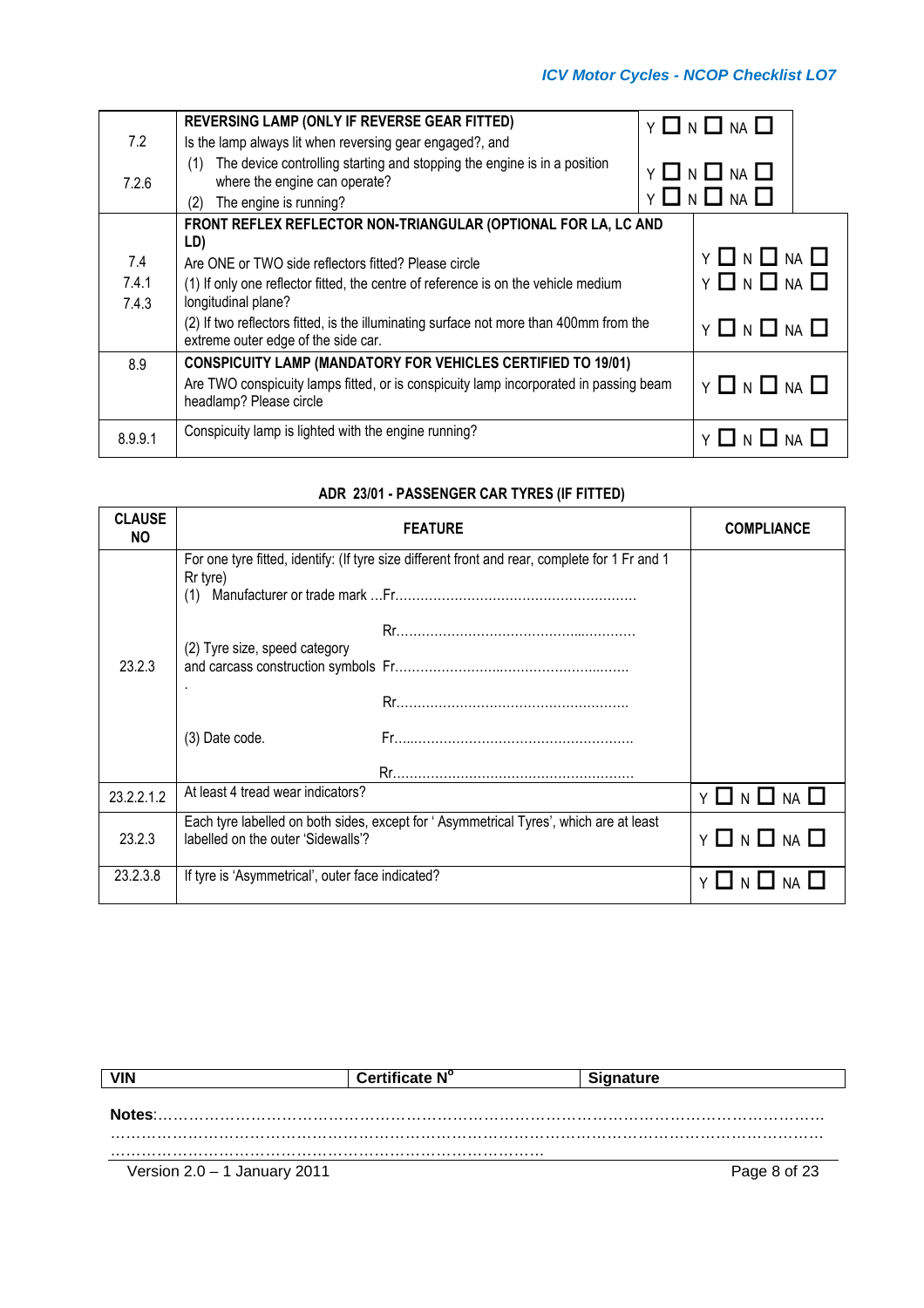| | | |
|---|---|---|
| 7.2<br><br>7.2.6 | **REVERSING LAMP (ONLY IF REVERSE GEAR FITTED)**<br>Is the lamp always lit when reversing gear engaged?, and<br>(1) The device controlling starting and stopping the engine is in a position where the engine can operate?<br>(2) The engine is running? | Y ☐ N ☐ NA ☐<br><br>Y ☐ N ☐ NA ☐<br>Y ☐ N ☐ NA ☐ |
| 7.4<br>7.4.1<br>7.4.3 | **FRONT REFLEX REFLECTOR NON-TRIANGULAR (OPTIONAL FOR LA, LC AND LD)**<br>Are ONE or TWO side reflectors fitted? Please circle<br>(1) If only one reflector fitted, the centre of reference is on the vehicle medium longitudinal plane?<br>(2) If two reflectors fitted, is the illuminating surface not more than 400mm from the extreme outer edge of the side car. | Y ☐ N ☐ NA ☐<br>Y ☐ N ☐ NA ☐<br><br>Y ☐ N ☐ NA ☐ |
| 8.9 | **CONSPICUITY LAMP (MANDATORY FOR VEHICLES CERTIFIED TO 19/01)**<br>Are TWO conspicuity lamps fitted, or is conspicuity lamp incorporated in passing beam headlamp? Please circle | Y ☐ N ☐ NA ☐ |
| 8.9.9.1 | Conspicuity lamp is lighted with the engine running? | Y ☐ N ☐ NA ☐ |

## ADR 23/01 - PASSENGER CAR TYRES (IF FITTED)

| CLAUSE NO | FEATURE | COMPLIANCE |
|---|---|---|
| 23.2.3 | For one tyre fitted, identify: (If tyre size different front and rear, complete for 1 Fr and 1 Rr tyre)<br>(1) Manufacturer or trade mark …Fr…………………………………………………<br>Rr…………………………………………………<br>(2) Tyre size, speed category and carcass construction symbols Fr…………………………………………………<br>Rr…………………………………………………<br>(3) Date code. Fr…………………………………………………<br>Rr………………………………………………… | |
| 23.2.2.1.2 | At least 4 tread wear indicators? | Y ☐ N ☐ NA ☐ |
| 23.2.3 | Each tyre labelled on both sides, except for ' Asymmetrical Tyres', which are at least labelled on the outer 'Sidewalls'? | Y ☐ N ☐ NA ☐ |
| 23.2.3.8 | If tyre is 'Asymmetrical', outer face indicated? | Y ☐ N ☐ NA ☐ |

| VIN | Certificate N° | Signature |
|---|---|---|

**Notes**:…………………………………………………………………………………………………………
……………………………………………………………………………………………………………………
……………………………………………………………………………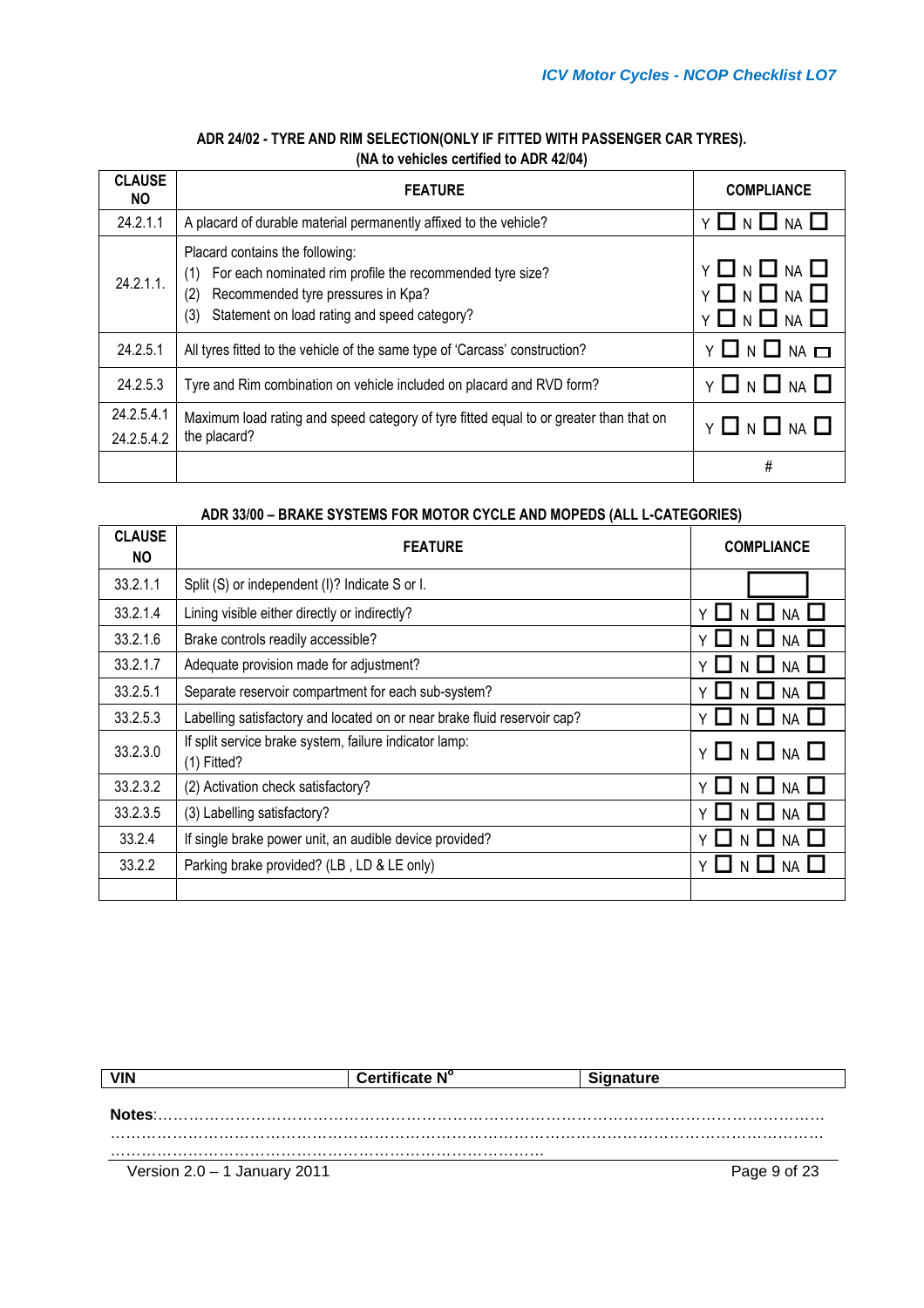## ADR 24/02 - TYRE AND RIM SELECTION(ONLY IF FITTED WITH PASSENGER CAR TYRES).

(NA to vehicles certified to ADR 42/04)

| CLAUSE NO | FEATURE | COMPLIANCE |
|---|---|---|
| 24.2.1.1 | A placard of durable material permanently affixed to the vehicle? | Y ☐ N ☐ NA ☐ |
| 24.2.1.1. | Placard contains the following:<br>(1) For each nominated rim profile the recommended tyre size?<br>(2) Recommended tyre pressures in Kpa?<br>(3) Statement on load rating and speed category? | Y ☐ N ☐ NA ☐<br>Y ☐ N ☐ NA ☐<br>Y ☐ N ☐ NA ☐ |
| 24.2.5.1 | All tyres fitted to the vehicle of the same type of 'Carcass' construction? | Y ☐ N ☐ NA ☐ |
| 24.2.5.3 | Tyre and Rim combination on vehicle included on placard and RVD form? | Y ☐ N ☐ NA ☐ |
| 24.2.5.4.1<br>24.2.5.4.2 | Maximum load rating and speed category of tyre fitted equal to or greater than that on the placard? | Y ☐ N ☐ NA ☐ |
| | | # |

## ADR 33/00 – BRAKE SYSTEMS FOR MOTOR CYCLE AND MOPEDS (ALL L-CATEGORIES)

| CLAUSE NO | FEATURE | COMPLIANCE |
|---|---|---|
| 33.2.1.1 | Split (S) or independent (I)? Indicate S or I. | ☐ |
| 33.2.1.4 | Lining visible either directly or indirectly? | Y ☐ N ☐ NA ☐ |
| 33.2.1.6 | Brake controls readily accessible? | Y ☐ N ☐ NA ☐ |
| 33.2.1.7 | Adequate provision made for adjustment? | Y ☐ N ☐ NA ☐ |
| 33.2.5.1 | Separate reservoir compartment for each sub-system? | Y ☐ N ☐ NA ☐ |
| 33.2.5.3 | Labelling satisfactory and located on or near brake fluid reservoir cap? | Y ☐ N ☐ NA ☐ |
| 33.2.3.0 | If split service brake system, failure indicator lamp:<br>(1) Fitted? | Y ☐ N ☐ NA ☐ |
| 33.2.3.2 | (2) Activation check satisfactory? | Y ☐ N ☐ NA ☐ |
| 33.2.3.5 | (3) Labelling satisfactory? | Y ☐ N ☐ NA ☐ |
| 33.2.4 | If single brake power unit, an audible device provided? | Y ☐ N ☐ NA ☐ |
| 33.2.2 | Parking brake provided? (LB , LD & LE only) | Y ☐ N ☐ NA ☐ |
| | | |

| VIN | Certificate N° | Signature |
|---|---|---|

**Notes**:……………………………………………………………………………………………………………
……………………………………………………………………………………………………………………
…………………………………………………………………………………

Version 2.0 – 1 January 2011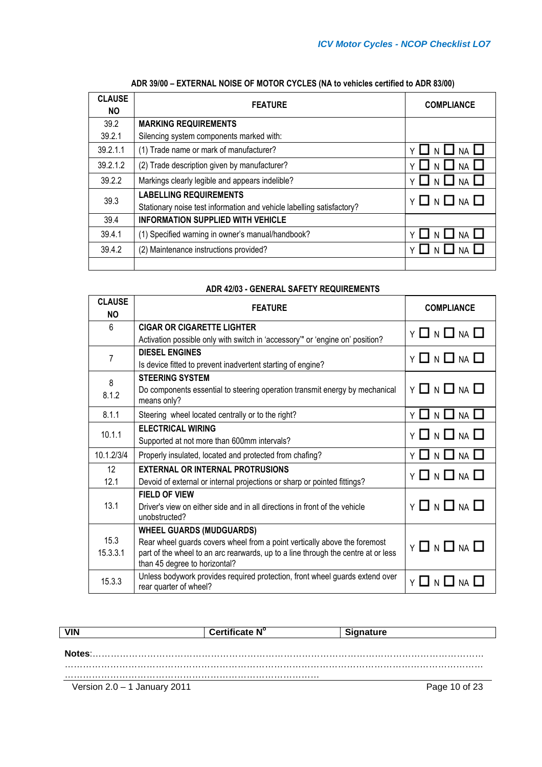### ADR 39/00 – EXTERNAL NOISE OF MOTOR CYCLES (NA to vehicles certified to ADR 83/00)

| CLAUSE NO | FEATURE | COMPLIANCE |
|---|---|---|
| 39.2<br>39.2.1 | **MARKING REQUIREMENTS**<br>Silencing system components marked with: | |
| 39.2.1.1 | (1) Trade name or mark of manufacturer? | Y ☐ N ☐ NA ☐ |
| 39.2.1.2 | (2) Trade description given by manufacturer? | Y ☐ N ☐ NA ☐ |
| 39.2.2 | Markings clearly legible and appears indelible? | Y ☐ N ☐ NA ☐ |
| 39.3 | **LABELLING REQUIREMENTS**<br>Stationary noise test information and vehicle labelling satisfactory? | Y ☐ N ☐ NA ☐ |
| 39.4 | **INFORMATION SUPPLIED WITH VEHICLE** | |
| 39.4.1 | (1) Specified warning in owner's manual/handbook? | Y ☐ N ☐ NA ☐ |
| 39.4.2 | (2) Maintenance instructions provided? | Y ☐ N ☐ NA ☐ |
| | | |

### ADR 42/03 - GENERAL SAFETY REQUIREMENTS

| CLAUSE NO | FEATURE | COMPLIANCE |
|---|---|---|
| 6 | **CIGAR OR CIGARETTE LIGHTER**<br>Activation possible only with switch in 'accessory'" or 'engine on' position? | Y ☐ N ☐ NA ☐ |
| 7 | **DIESEL ENGINES**<br>Is device fitted to prevent inadvertent starting of engine? | Y ☐ N ☐ NA ☐ |
| 8<br>8.1.2 | **STEERING SYSTEM**<br>Do components essential to steering operation transmit energy by mechanical means only? | Y ☐ N ☐ NA ☐ |
| 8.1.1 | Steering wheel located centrally or to the right? | Y ☐ N ☐ NA ☐ |
| 10.1.1 | **ELECTRICAL WIRING**<br>Supported at not more than 600mm intervals? | Y ☐ N ☐ NA ☐ |
| 10.1.2/3/4 | Properly insulated, located and protected from chafing? | Y ☐ N ☐ NA ☐ |
| 12<br>12.1 | **EXTERNAL OR INTERNAL PROTRUSIONS**<br>Devoid of external or internal projections or sharp or pointed fittings? | Y ☐ N ☐ NA ☐ |
| 13.1 | **FIELD OF VIEW**<br>Driver's view on either side and in all directions in front of the vehicle unobstructed? | Y ☐ N ☐ NA ☐ |
| 15.3<br>15.3.3.1 | **WHEEL GUARDS (MUDGUARDS)**<br>Rear wheel guards covers wheel from a point vertically above the foremost part of the wheel to an arc rearwards, up to a line through the centre at or less than 45 degree to horizontal? | Y ☐ N ☐ NA ☐ |
| 15.3.3 | Unless bodywork provides required protection, front wheel guards extend over rear quarter of wheel? | Y ☐ N ☐ NA ☐ |

| VIN | Certificate N° | Signature |
|---|---|---|

**Notes**:……………………………………………………………………………………………………………
……………………………………………………………………………………………………………………
………………………………………………………………………………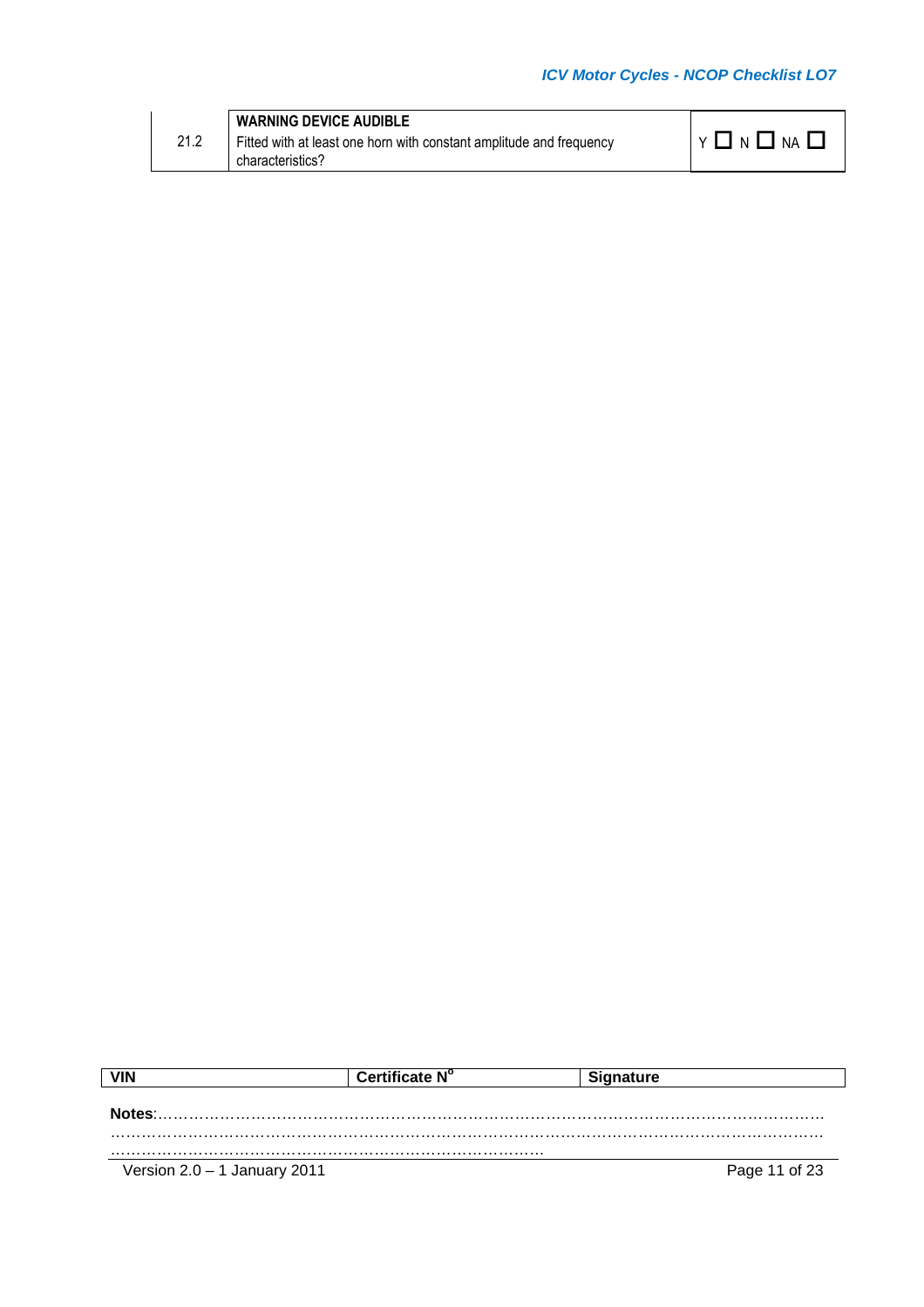| 21.2 | **WARNING DEVICE AUDIBLE**<br>Fitted with at least one horn with constant amplitude and frequency characteristics? | Y ☐ N ☐ NA ☐ |
|---|---|---|

| VIN | Certificate N$^{o}$ | Signature |
|---|---|---|

**Notes**:……………………………………………………………………………………………………………
……………………………………………………………………………………………………………………
…………………………………………………………………………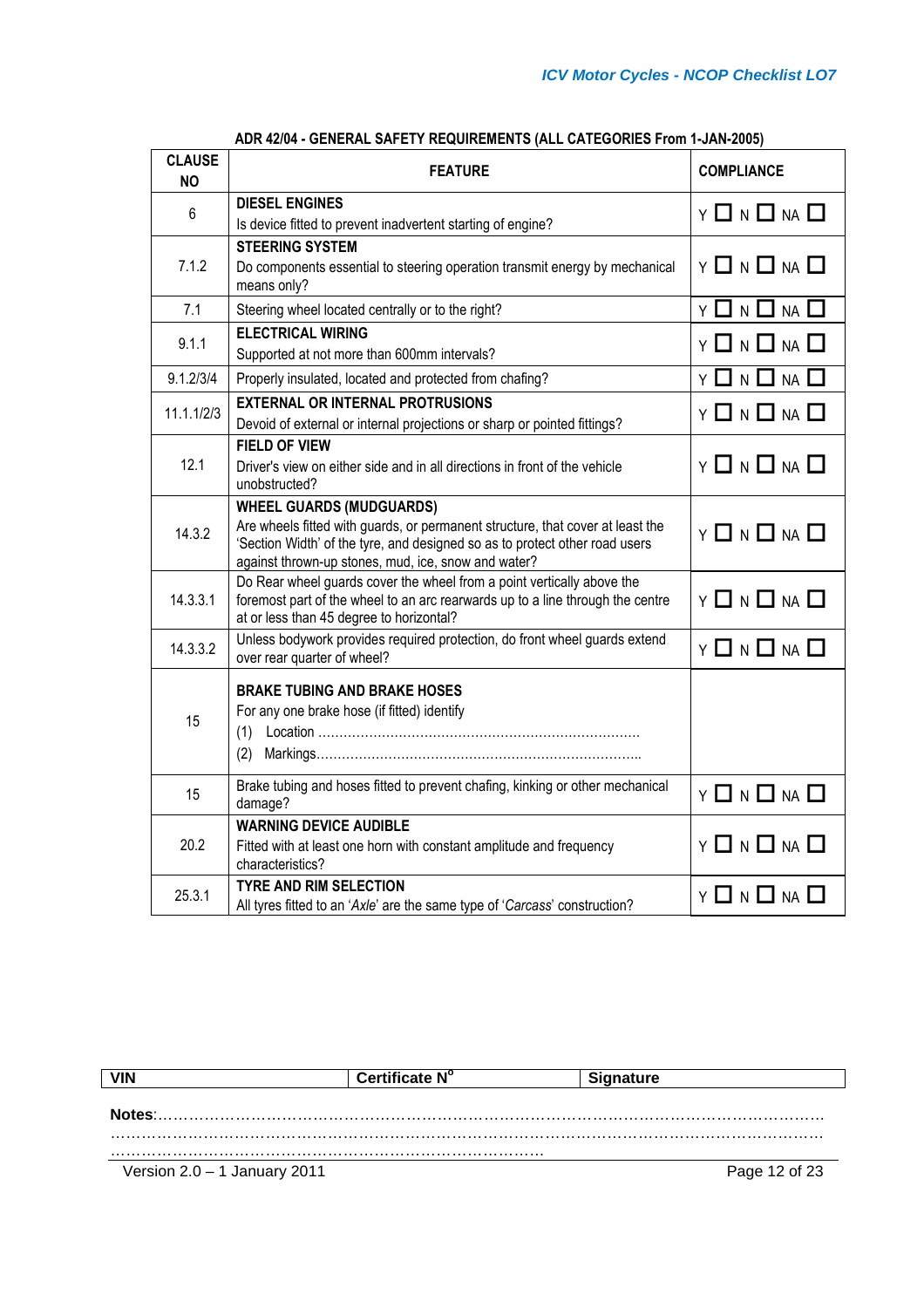### ADR 42/04 - GENERAL SAFETY REQUIREMENTS (ALL CATEGORIES From 1-JAN-2005)

| CLAUSE NO | FEATURE | COMPLIANCE |
|---|---|---|
| 6 | **DIESEL ENGINES**<br>Is device fitted to prevent inadvertent starting of engine? | Y ☐ N ☐ NA ☐ |
| 7.1.2 | **STEERING SYSTEM**<br>Do components essential to steering operation transmit energy by mechanical means only? | Y ☐ N ☐ NA ☐ |
| 7.1 | Steering wheel located centrally or to the right? | Y ☐ N ☐ NA ☐ |
| 9.1.1 | **ELECTRICAL WIRING**<br>Supported at not more than 600mm intervals? | Y ☐ N ☐ NA ☐ |
| 9.1.2/3/4 | Properly insulated, located and protected from chafing? | Y ☐ N ☐ NA ☐ |
| 11.1.1/2/3 | **EXTERNAL OR INTERNAL PROTRUSIONS**<br>Devoid of external or internal projections or sharp or pointed fittings? | Y ☐ N ☐ NA ☐ |
| 12.1 | **FIELD OF VIEW**<br>Driver's view on either side and in all directions in front of the vehicle unobstructed? | Y ☐ N ☐ NA ☐ |
| 14.3.2 | **WHEEL GUARDS (MUDGUARDS)**<br>Are wheels fitted with guards, or permanent structure, that cover at least the 'Section Width' of the tyre, and designed so as to protect other road users against thrown-up stones, mud, ice, snow and water? | Y ☐ N ☐ NA ☐ |
| 14.3.3.1 | Do Rear wheel guards cover the wheel from a point vertically above the foremost part of the wheel to an arc rearwards up to a line through the centre at or less than 45 degree to horizontal? | Y ☐ N ☐ NA ☐ |
| 14.3.3.2 | Unless bodywork provides required protection, do front wheel guards extend over rear quarter of wheel? | Y ☐ N ☐ NA ☐ |
| 15 | **BRAKE TUBING AND BRAKE HOSES**<br>For any one brake hose (if fitted) identify<br>(1) Location ……………………………………………………………….<br>(2) Markings……………………………………………………………….. | |
| 15 | Brake tubing and hoses fitted to prevent chafing, kinking or other mechanical damage? | Y ☐ N ☐ NA ☐ |
| 20.2 | **WARNING DEVICE AUDIBLE**<br>Fitted with at least one horn with constant amplitude and frequency characteristics? | Y ☐ N ☐ NA ☐ |
| 25.3.1 | **TYRE AND RIM SELECTION**<br>All tyres fitted to an '*Axle*' are the same type of '*Carcass*' construction? | Y ☐ N ☐ NA ☐ |

| VIN | Certificate N° | Signature |
|---|---|---|

**Notes**:………………………………………………………………………………………………………………
………………………………………………………………………………………………………………………
…………………………………………………………………………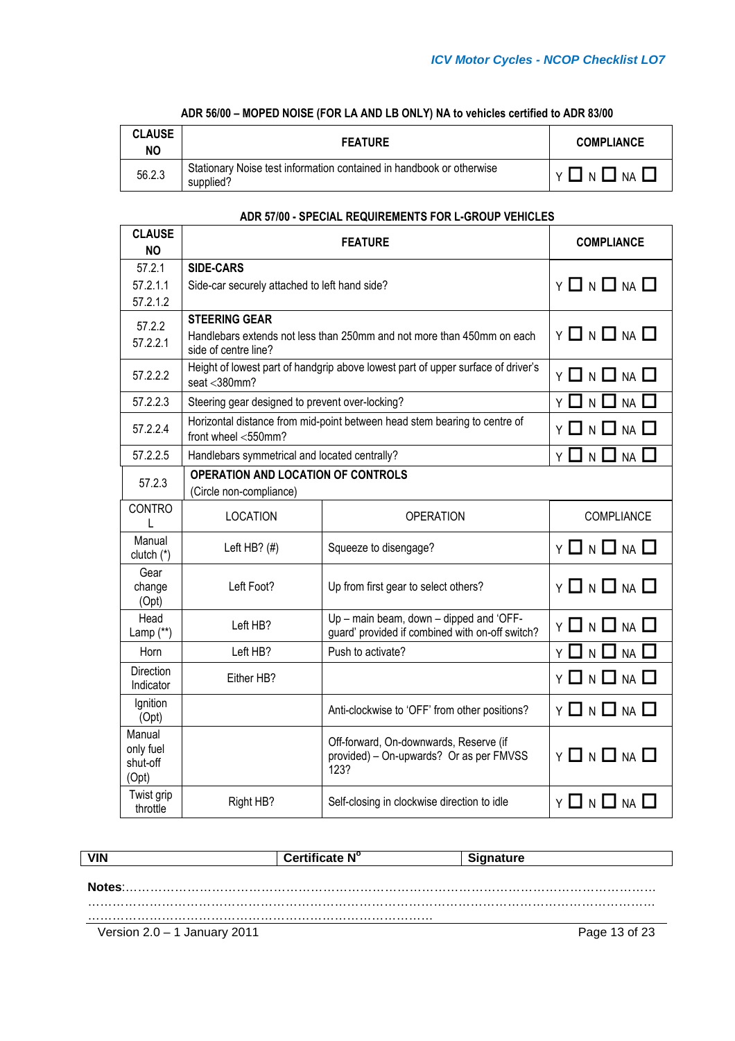### ADR 56/00 – MOPED NOISE (FOR LA AND LB ONLY) NA to vehicles certified to ADR 83/00

| CLAUSE NO | FEATURE | COMPLIANCE |
|---|---|---|
| 56.2.3 | Stationary Noise test information contained in handbook or otherwise supplied? | Y ☐ N ☐ NA ☐ |

### ADR 57/00 - SPECIAL REQUIREMENTS FOR L-GROUP VEHICLES

| CLAUSE NO | FEATURE | COMPLIANCE |
|---|---|---|
| 57.2.1<br>57.2.1.1<br>57.2.1.2 | **SIDE-CARS**<br>Side-car securely attached to left hand side? | Y ☐ N ☐ NA ☐ |
| 57.2.2<br>57.2.2.1 | **STEERING GEAR**<br>Handlebars extends not less than 250mm and not more than 450mm on each side of centre line? | Y ☐ N ☐ NA ☐ |
| 57.2.2.2 | Height of lowest part of handgrip above lowest part of upper surface of driver's seat <380mm? | Y ☐ N ☐ NA ☐ |
| 57.2.2.3 | Steering gear designed to prevent over-locking? | Y ☐ N ☐ NA ☐ |
| 57.2.2.4 | Horizontal distance from mid-point between head stem bearing to centre of front wheel <550mm? | Y ☐ N ☐ NA ☐ |
| 57.2.2.5 | Handlebars symmetrical and located centrally? | Y ☐ N ☐ NA ☐ |
| 57.2.3 | **OPERATION AND LOCATION OF CONTROLS**<br>(Circle non-compliance) | |

| CONTROL | LOCATION | OPERATION | COMPLIANCE |
|---|---|---|---|
| Manual clutch (*) | Left HB? (#) | Squeeze to disengage? | Y ☐ N ☐ NA ☐ |
| Gear change (Opt) | Left Foot? | Up from first gear to select others? | Y ☐ N ☐ NA ☐ |
| Head Lamp (**) | Left HB? | Up – main beam, down – dipped and 'OFF-guard' provided if combined with on-off switch? | Y ☐ N ☐ NA ☐ |
| Horn | Left HB? | Push to activate? | Y ☐ N ☐ NA ☐ |
| Direction Indicator | Either HB? | | Y ☐ N ☐ NA ☐ |
| Ignition (Opt) | | Anti-clockwise to 'OFF' from other positions? | Y ☐ N ☐ NA ☐ |
| Manual only fuel shut-off (Opt) | | Off-forward, On-downwards, Reserve (if provided) – On-upwards? Or as per FMVSS 123? | Y ☐ N ☐ NA ☐ |
| Twist grip throttle | Right HB? | Self-closing in clockwise direction to idle | Y ☐ N ☐ NA ☐ |

| VIN | Certificate N° | Signature |
|---|---|---|

**Notes:**…………………………………………………………………………………………………………
…………………………………………………………………………………………………………………
………………………………………………………………………………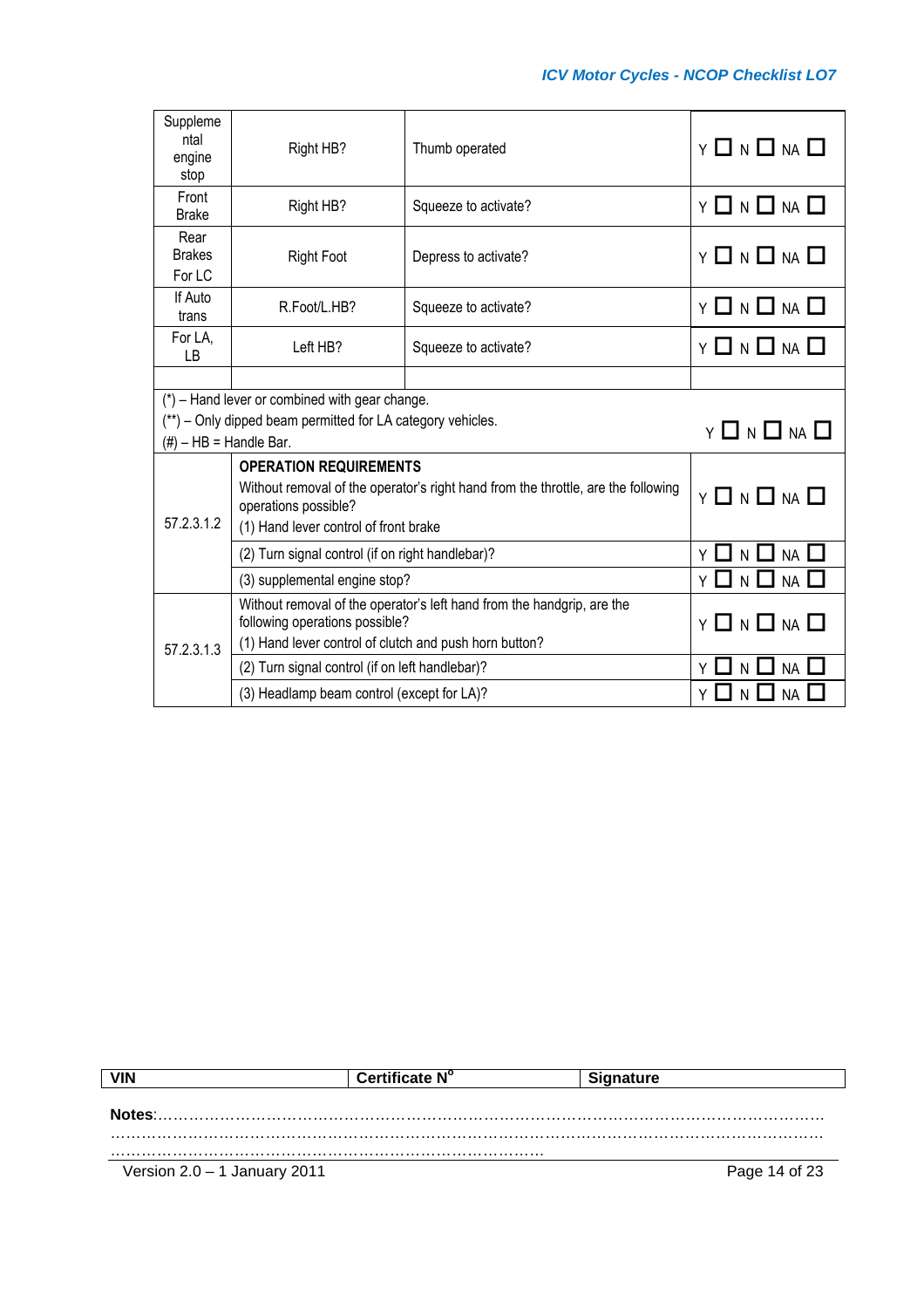| | | | |
|---|---|---|---|
| Supplemental engine stop | Right HB? | Thumb operated | Y ☐ N ☐ NA ☐ |
| Front Brake | Right HB? | Squeeze to activate? | Y ☐ N ☐ NA ☐ |
| Rear Brakes For LC | Right Foot | Depress to activate? | Y ☐ N ☐ NA ☐ |
| If Auto trans | R.Foot/L.HB? | Squeeze to activate? | Y ☐ N ☐ NA ☐ |
| For LA, LB | Left HB? | Squeeze to activate? | Y ☐ N ☐ NA ☐ |
| | | | |
| (*) – Hand lever or combined with gear change.<br>(**) – Only dipped beam permitted for LA category vehicles.<br>(#) – HB = Handle Bar. | | | Y ☐ N ☐ NA ☐ |
| 57.2.3.1.2 | **OPERATION REQUIREMENTS**<br>Without removal of the operator's right hand from the throttle, are the following operations possible?<br>(1) Hand lever control of front brake | | Y ☐ N ☐ NA ☐ |
| | (2) Turn signal control (if on right handlebar)? | | Y ☐ N ☐ NA ☐ |
| | (3) supplemental engine stop? | | Y ☐ N ☐ NA ☐ |
| 57.2.3.1.3 | Without removal of the operator's left hand from the handgrip, are the following operations possible?<br>(1) Hand lever control of clutch and push horn button? | | Y ☐ N ☐ NA ☐ |
| | (2) Turn signal control (if on left handlebar)? | | Y ☐ N ☐ NA ☐ |
| | (3) Headlamp beam control (except for LA)? | | Y ☐ N ☐ NA ☐ |

| VIN | Certificate N° | Signature |
|---|---|---|

**Notes:**……………………………………………………………………………………………………………
……………………………………………………………………………………………………………………
…………………………………………………………………………………

Version 2.0 – 1 January 2011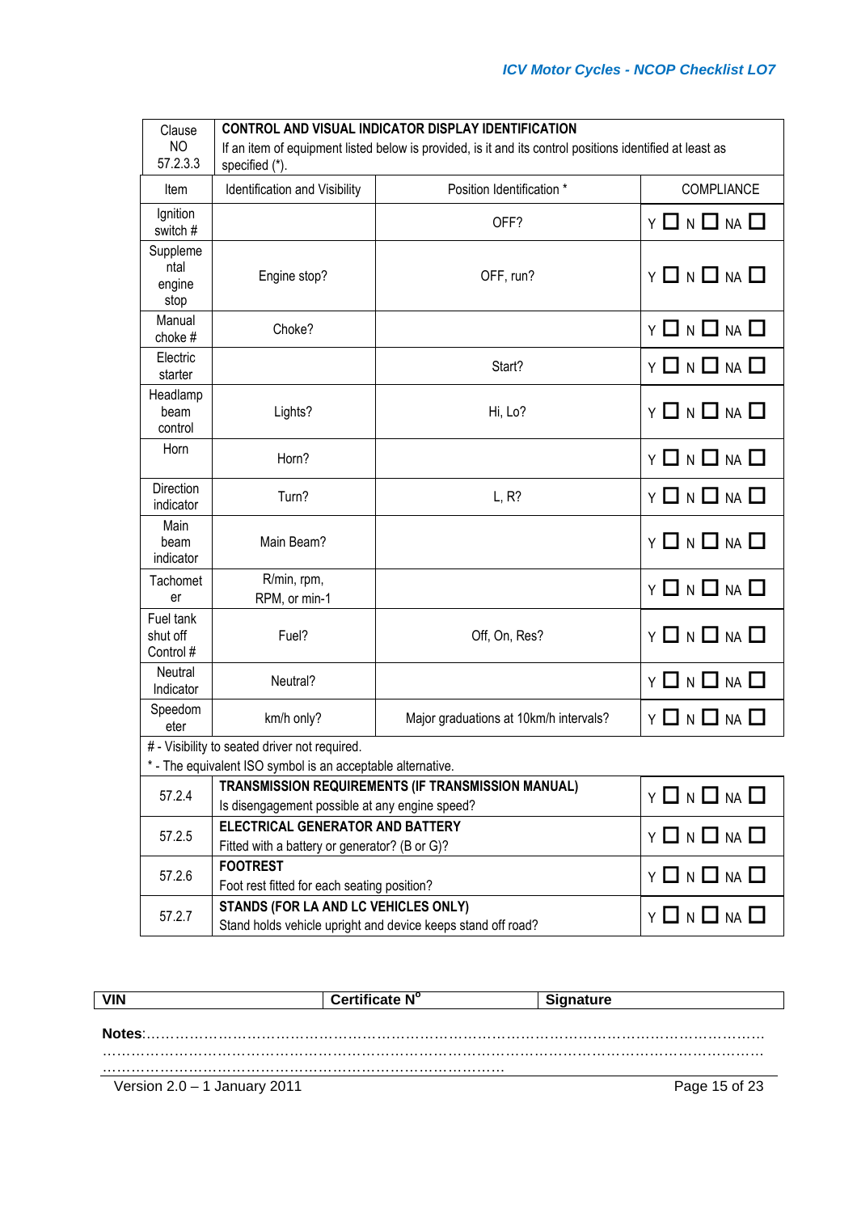| Clause NO 57.2.3.3 | **CONTROL AND VISUAL INDICATOR DISPLAY IDENTIFICATION** If an item of equipment listed below is provided, is it and its control positions identified at least as specified (*). | | |
|---|---|---|---|
| Item | Identification and Visibility | Position Identification * | COMPLIANCE |
| Ignition switch # | | OFF? | Y ☐ N ☐ NA ☐ |
| Supplemental engine stop | Engine stop? | OFF, run? | Y ☐ N ☐ NA ☐ |
| Manual choke # | Choke? | | Y ☐ N ☐ NA ☐ |
| Electric starter | | Start? | Y ☐ N ☐ NA ☐ |
| Headlamp beam control | Lights? | Hi, Lo? | Y ☐ N ☐ NA ☐ |
| Horn | Horn? | | Y ☐ N ☐ NA ☐ |
| Direction indicator | Turn? | L, R? | Y ☐ N ☐ NA ☐ |
| Main beam indicator | Main Beam? | | Y ☐ N ☐ NA ☐ |
| Tachometer | R/min, rpm, RPM, or min-1 | | Y ☐ N ☐ NA ☐ |
| Fuel tank shut off Control # | Fuel? | Off, On, Res? | Y ☐ N ☐ NA ☐ |
| Neutral Indicator | Neutral? | | Y ☐ N ☐ NA ☐ |
| Speedometer | km/h only? | Major graduations at 10km/h intervals? | Y ☐ N ☐ NA ☐ |
| # - Visibility to seated driver not required. * - The equivalent ISO symbol is an acceptable alternative. | | | |
| 57.2.4 | **TRANSMISSION REQUIREMENTS (IF TRANSMISSION MANUAL)** Is disengagement possible at any engine speed? | | Y ☐ N ☐ NA ☐ |
| 57.2.5 | **ELECTRICAL GENERATOR AND BATTERY** Fitted with a battery or generator? (B or G)? | | Y ☐ N ☐ NA ☐ |
| 57.2.6 | **FOOTREST** Foot rest fitted for each seating position? | | Y ☐ N ☐ NA ☐ |
| 57.2.7 | **STANDS (FOR LA AND LC VEHICLES ONLY)** Stand holds vehicle upright and device keeps stand off road? | | Y ☐ N ☐ NA ☐ |

| VIN | Certificate N° | Signature |
|---|---|---|

**Notes:**……………………………………………………………………………………………………………
……………………………………………………………………………………………………………………
………………………………………………………………………………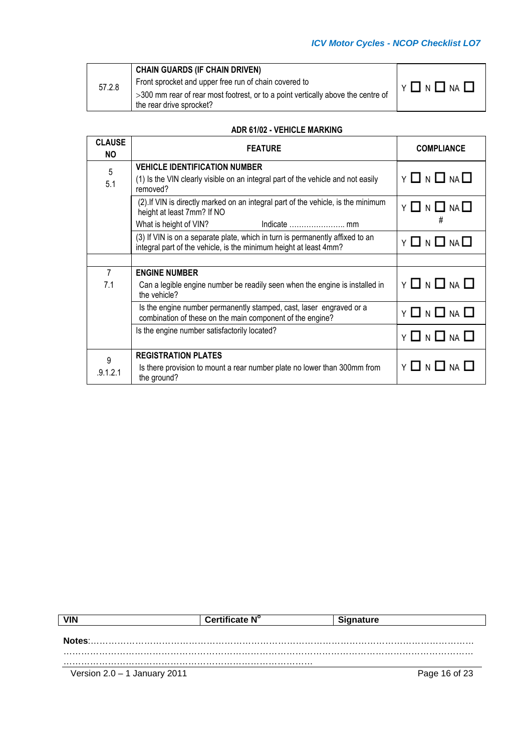| 57.2.8 | **CHAIN GUARDS (IF CHAIN DRIVEN)**<br>Front sprocket and upper free run of chain covered to<br>>300 mm rear of rear most footrest, or to a point vertically above the centre of the rear drive sprocket? | Y ☐ N ☐ NA ☐ |
|---|---|---|

**ADR 61/02 - VEHICLE MARKING**

| CLAUSE NO | FEATURE | COMPLIANCE |
|---|---|---|
| 5<br>5.1 | **VEHICLE IDENTIFICATION NUMBER**<br>(1) Is the VIN clearly visible on an integral part of the vehicle and not easily removed? | Y ☐ N ☐ NA ☐ |
| | (2).If VIN is directly marked on an integral part of the vehicle, is the minimum height at least 7mm? If NO<br>What is height of VIN? Indicate ………………….. mm | Y ☐ N ☐ NA ☐<br># |
| | (3) If VIN is on a separate plate, which in turn is permanently affixed to an integral part of the vehicle, is the minimum height at least 4mm? | Y ☐ N ☐ NA ☐ |
| | | |
| 7<br>7.1 | **ENGINE NUMBER**<br>Can a legible engine number be readily seen when the engine is installed in the vehicle? | Y ☐ N ☐ NA ☐ |
| | Is the engine number permanently stamped, cast, laser engraved or a combination of these on the main component of the engine? | Y ☐ N ☐ NA ☐ |
| | Is the engine number satisfactorily located? | Y ☐ N ☐ NA ☐ |
| 9<br>.9.1.2.1 | **REGISTRATION PLATES**<br>Is there provision to mount a rear number plate no lower than 300mm from the ground? | Y ☐ N ☐ NA ☐ |

| VIN | Certificate N$^{o}$ | Signature |
|---|---|---|

**Notes**:……………………………………………………………………………………………………………
……………………………………………………………………………………………………………………
………………………………………………………………………………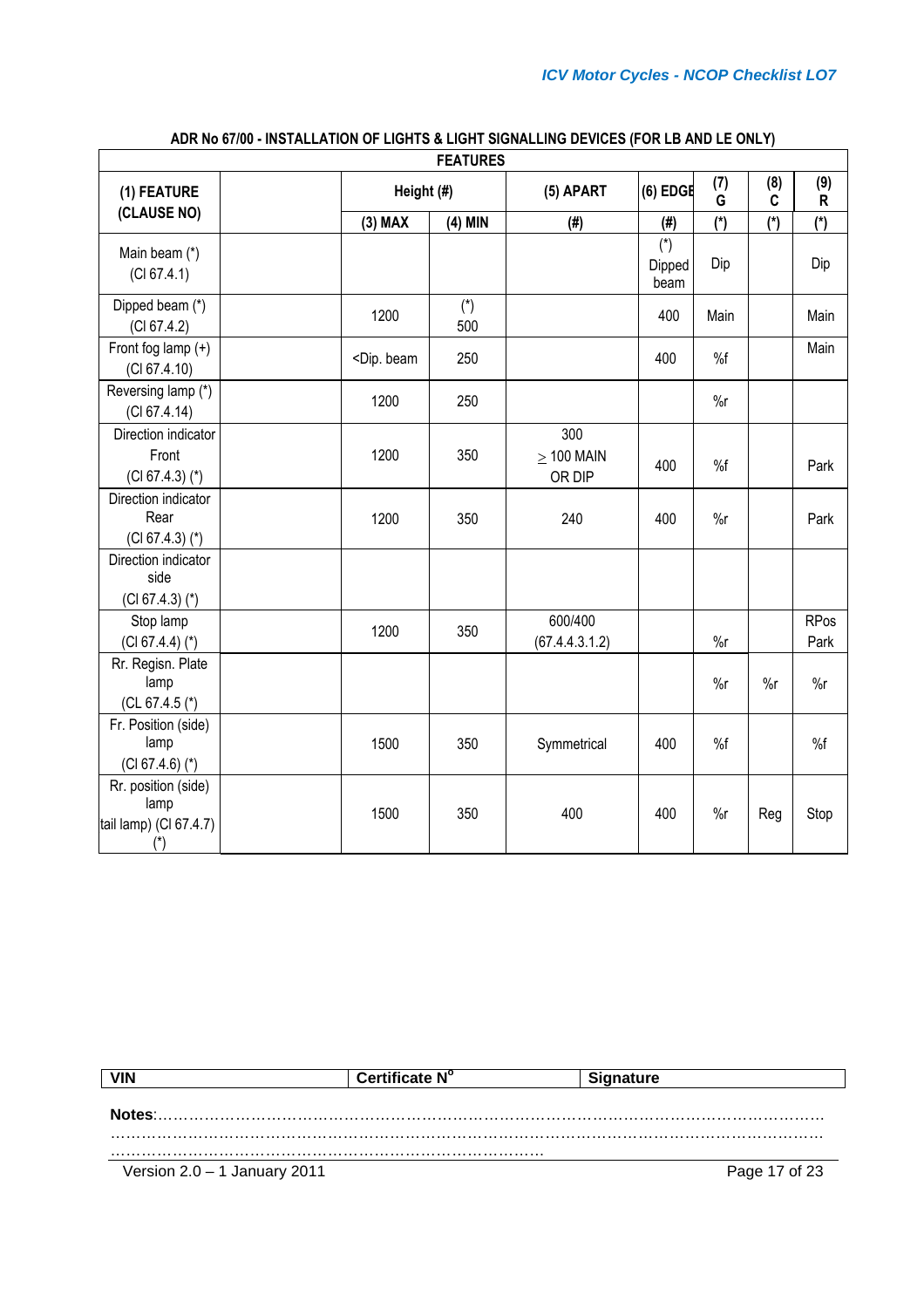## ADR No 67/00 - INSTALLATION OF LIGHTS & LIGHT SIGNALLING DEVICES (FOR LB AND LE ONLY)

| FEATURES | | | | | | | | |
|---|---|---|---|---|---|---|---|---|
| (1) FEATURE (CLAUSE NO) | | Height (#) | | (5) APART | (6) EDGE | (7) G | (8) C | (9) R |
| | | (3) MAX | (4) MIN | (#) | (#) | (*) | (*) | (*) |
| Main beam (*) (Cl 67.4.1) | | | | | (*) Dipped beam | Dip | | Dip |
| Dipped beam (*) (Cl 67.4.2) | | 1200 | (*) 500 | | 400 | Main | | Main |
| Front fog lamp (+) (Cl 67.4.10) | | <Dip. beam | 250 | | 400 | %f | | Main |
| Reversing lamp (*) (Cl 67.4.14) | | 1200 | 250 | | | %r | | |
| Direction indicator Front (Cl 67.4.3) (*) | | 1200 | 350 | 300 ≥ 100 MAIN OR DIP | 400 | %f | | Park |
| Direction indicator Rear (Cl 67.4.3) (*) | | 1200 | 350 | 240 | 400 | %r | | Park |
| Direction indicator side (Cl 67.4.3) (*) | | | | | | | | |
| Stop lamp (Cl 67.4.4) (*) | | 1200 | 350 | 600/400 (67.4.4.3.1.2) | | %r | | RPos Park |
| Rr. Regisn. Plate lamp (CL 67.4.5 (*) | | | | | | %r | %r | %r |
| Fr. Position (side) lamp (Cl 67.4.6) (*) | | 1500 | 350 | Symmetrical | 400 | %f | | %f |
| Rr. position (side) lamp tail lamp) (Cl 67.4.7) (*) | | 1500 | 350 | 400 | 400 | %r | Reg | Stop |

| VIN | Certificate N° | Signature |
|---|---|---|

**Notes**:……………………………………………………………………………………………………………
……………………………………………………………………………………………………………………
………………………………………………………………………………

Version 2.0 – 1 January 2011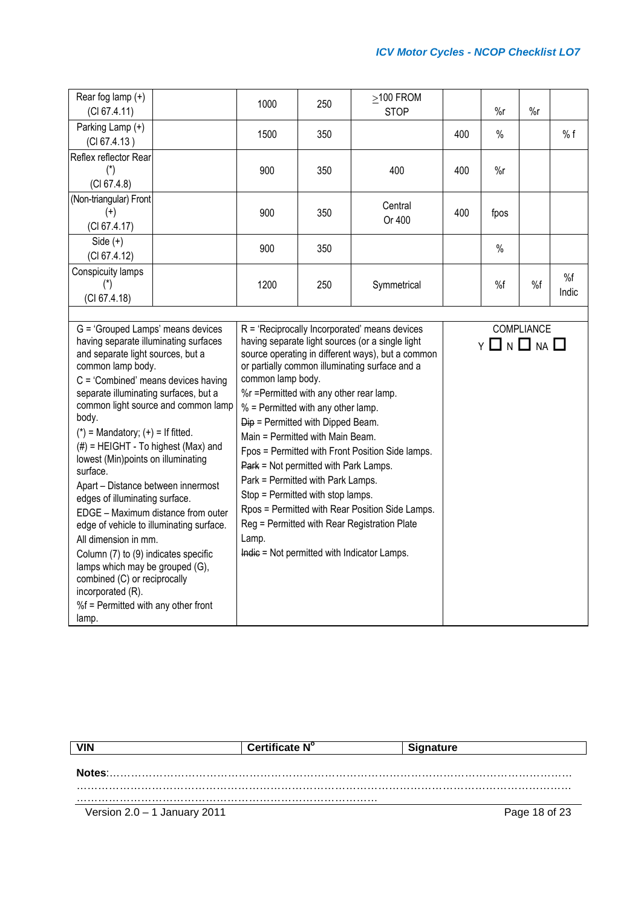| | | | | | | | | |
|---|---|---|---|---|---|---|---|---|
| Rear fog lamp (+) (Cl 67.4.11) | | 1000 | 250 | ≥100 FROM STOP | | %r | %r | |
| Parking Lamp (+) (Cl 67.4.13 ) | | 1500 | 350 | | 400 | % | | % f |
| Reflex reflector Rear (*) (Cl 67.4.8) | | 900 | 350 | 400 | 400 | %r | | |
| (Non-triangular) Front (+) (Cl 67.4.17) | | 900 | 350 | Central Or 400 | 400 | fpos | | |
| Side (+) (Cl 67.4.12) | | 900 | 350 | | | % | | |
| Conspicuity lamps (*) (Cl 67.4.18) | | 1200 | 250 | Symmetrical | | %f | %f | %f Indic |

G = 'Grouped Lamps' means devices having separate illuminating surfaces and separate light sources, but a common lamp body.

C = 'Combined' means devices having separate illuminating surfaces, but a common light source and common lamp body.

(*) = Mandatory; (+) = If fitted.

(#) = HEIGHT - To highest (Max) and lowest (Min)points on illuminating surface.

Apart – Distance between innermost edges of illuminating surface.

EDGE – Maximum distance from outer edge of vehicle to illuminating surface.

All dimension in mm.

Column (7) to (9) indicates specific lamps which may be grouped (G), combined (C) or reciprocally incorporated (R).

%f = Permitted with any other front lamp.

R = 'Reciprocally Incorporated' means devices having separate light sources (or a single light source operating in different ways), but a common or partially common illuminating surface and a common lamp body.

%r =Permitted with any other rear lamp.

% = Permitted with any other lamp.

~~Dip~~ = Permitted with Dipped Beam.

Main = Permitted with Main Beam.

Fpos = Permitted with Front Position Side lamps.

~~Park~~ = Not permitted with Park Lamps.

Park = Permitted with Park Lamps.

Stop = Permitted with stop lamps.

Rpos = Permitted with Rear Position Side Lamps.

Reg = Permitted with Rear Registration Plate Lamp.

~~Indic~~ = Not permitted with Indicator Lamps.

COMPLIANCE

Y ☐ N ☐ NA ☐

| VIN | Certificate N° | Signature |
|---|---|---|

**Notes**:……………………………………………………………………………………………………………
……………………………………………………………………………………………………………………
…………………………………………………………………………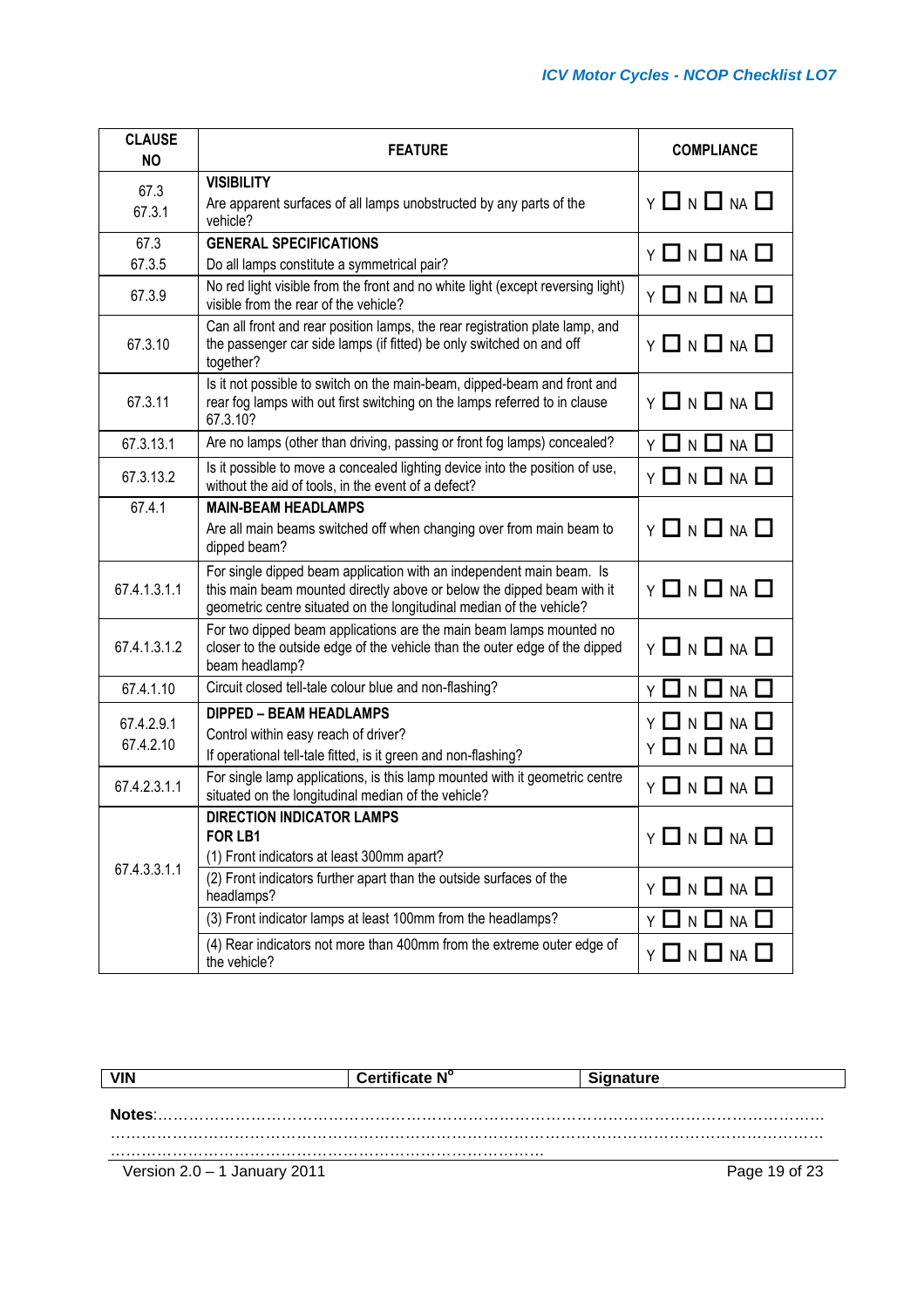| CLAUSE NO | FEATURE | COMPLIANCE |
|---|---|---|
| 67.3<br>67.3.1 | **VISIBILITY**<br>Are apparent surfaces of all lamps unobstructed by any parts of the vehicle? | Y ☐ N ☐ NA ☐ |
| 67.3<br>67.3.5 | **GENERAL SPECIFICATIONS**<br>Do all lamps constitute a symmetrical pair? | Y ☐ N ☐ NA ☐ |
| 67.3.9 | No red light visible from the front and no white light (except reversing light) visible from the rear of the vehicle? | Y ☐ N ☐ NA ☐ |
| 67.3.10 | Can all front and rear position lamps, the rear registration plate lamp, and the passenger car side lamps (if fitted) be only switched on and off together? | Y ☐ N ☐ NA ☐ |
| 67.3.11 | Is it not possible to switch on the main-beam, dipped-beam and front and rear fog lamps with out first switching on the lamps referred to in clause 67.3.10? | Y ☐ N ☐ NA ☐ |
| 67.3.13.1 | Are no lamps (other than driving, passing or front fog lamps) concealed? | Y ☐ N ☐ NA ☐ |
| 67.3.13.2 | Is it possible to move a concealed lighting device into the position of use, without the aid of tools, in the event of a defect? | Y ☐ N ☐ NA ☐ |
| 67.4.1 | **MAIN-BEAM HEADLAMPS**<br>Are all main beams switched off when changing over from main beam to dipped beam? | Y ☐ N ☐ NA ☐ |
| 67.4.1.3.1.1 | For single dipped beam application with an independent main beam. Is this main beam mounted directly above or below the dipped beam with it geometric centre situated on the longitudinal median of the vehicle? | Y ☐ N ☐ NA ☐ |
| 67.4.1.3.1.2 | For two dipped beam applications are the main beam lamps mounted no closer to the outside edge of the vehicle than the outer edge of the dipped beam headlamp? | Y ☐ N ☐ NA ☐ |
| 67.4.1.10 | Circuit closed tell-tale colour blue and non-flashing? | Y ☐ N ☐ NA ☐ |
| 67.4.2.9.1<br>67.4.2.10 | **DIPPED – BEAM HEADLAMPS**<br>Control within easy reach of driver?<br>If operational tell-tale fitted, is it green and non-flashing? | Y ☐ N ☐ NA ☐<br>Y ☐ N ☐ NA ☐ |
| 67.4.2.3.1.1 | For single lamp applications, is this lamp mounted with it geometric centre situated on the longitudinal median of the vehicle? | Y ☐ N ☐ NA ☐ |
| 67.4.3.3.1.1 | **DIRECTION INDICATOR LAMPS**<br>**FOR LB1**<br>(1) Front indicators at least 300mm apart? | Y ☐ N ☐ NA ☐ |
| | (2) Front indicators further apart than the outside surfaces of the headlamps? | Y ☐ N ☐ NA ☐ |
| | (3) Front indicator lamps at least 100mm from the headlamps? | Y ☐ N ☐ NA ☐ |
| | (4) Rear indicators not more than 400mm from the extreme outer edge of the vehicle? | Y ☐ N ☐ NA ☐ |

| VIN | Certificate N° | Signature |
|---|---|---|

**Notes**:…………………………………………………………………………………………………………
……………………………………………………………………………………………………………………
……………………………………………………………………………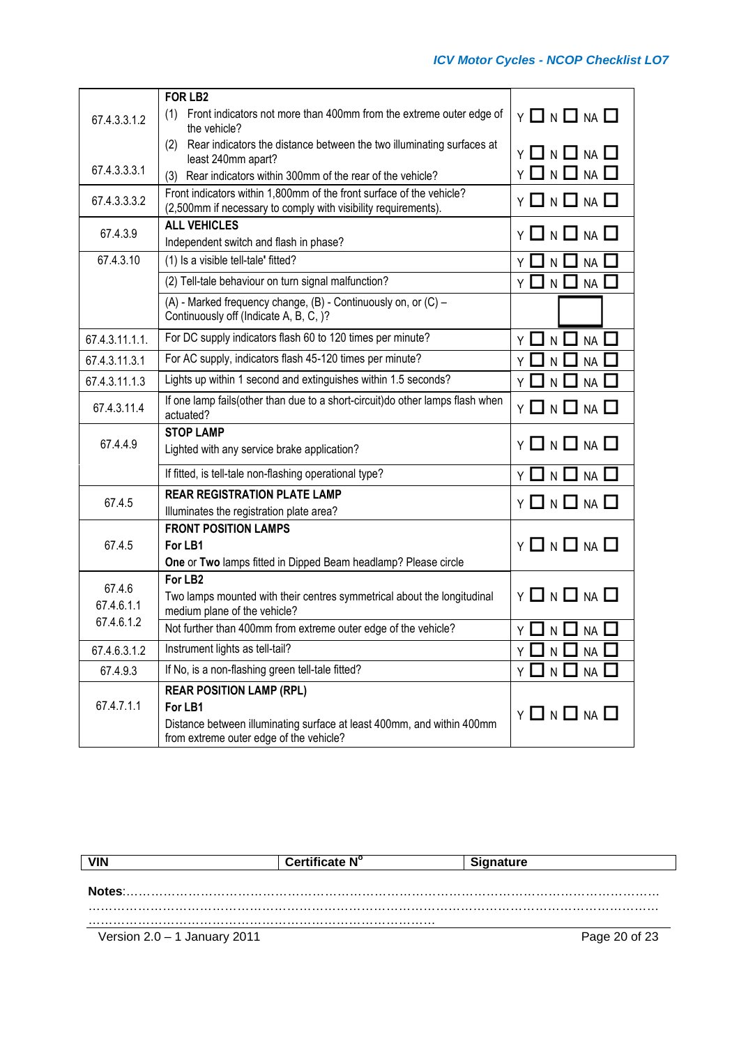| | | |
|---|---|---|
| 67.4.3.3.1.2 | **FOR LB2**<br>(1) Front indicators not more than 400mm from the extreme outer edge of the vehicle? | Y ☐ N ☐ NA ☐ |
| 67.4.3.3.3.1 | (2) Rear indicators the distance between the two illuminating surfaces at least 240mm apart? | Y ☐ N ☐ NA ☐ |
| | (3) Rear indicators within 300mm of the rear of the vehicle? | Y ☐ N ☐ NA ☐ |
| 67.4.3.3.3.2 | Front indicators within 1,800mm of the front surface of the vehicle? (2,500mm if necessary to comply with visibility requirements). | Y ☐ N ☐ NA ☐ |
| 67.4.3.9 | **ALL VEHICLES**<br>Independent switch and flash in phase? | Y ☐ N ☐ NA ☐ |
| 67.4.3.10 | (1) Is a visible tell-tale' fitted? | Y ☐ N ☐ NA ☐ |
| | (2) Tell-tale behaviour on turn signal malfunction? | Y ☐ N ☐ NA ☐ |
| | (A) - Marked frequency change, (B) - Continuously on, or (C) – Continuously off (Indicate A, B, C, )? | ☐ |
| 67.4.3.11.1.1. | For DC supply indicators flash 60 to 120 times per minute? | Y ☐ N ☐ NA ☐ |
| 67.4.3.11.3.1 | For AC supply, indicators flash 45-120 times per minute? | Y ☐ N ☐ NA ☐ |
| 67.4.3.11.1.3 | Lights up within 1 second and extinguishes within 1.5 seconds? | Y ☐ N ☐ NA ☐ |
| 67.4.3.11.4 | If one lamp fails(other than due to a short-circuit)do other lamps flash when actuated? | Y ☐ N ☐ NA ☐ |
| 67.4.4.9 | **STOP LAMP**<br>Lighted with any service brake application? | Y ☐ N ☐ NA ☐ |
| | If fitted, is tell-tale non-flashing operational type? | Y ☐ N ☐ NA ☐ |
| 67.4.5 | **REAR REGISTRATION PLATE LAMP**<br>Illuminates the registration plate area? | Y ☐ N ☐ NA ☐ |
| 67.4.5 | **FRONT POSITION LAMPS**<br>**For LB1**<br>**One** or **Two** lamps fitted in Dipped Beam headlamp? Please circle | Y ☐ N ☐ NA ☐ |
| 67.4.6<br>67.4.6.1.1<br>67.4.6.1.2 | **For LB2**<br>Two lamps mounted with their centres symmetrical about the longitudinal medium plane of the vehicle? | Y ☐ N ☐ NA ☐ |
| | Not further than 400mm from extreme outer edge of the vehicle? | Y ☐ N ☐ NA ☐ |
| 67.4.6.3.1.2 | Instrument lights as tell-tail? | Y ☐ N ☐ NA ☐ |
| 67.4.9.3 | If No, is a non-flashing green tell-tale fitted? | Y ☐ N ☐ NA ☐ |
| 67.4.7.1.1 | **REAR POSITION LAMP (RPL)**<br>**For LB1**<br>Distance between illuminating surface at least 400mm, and within 400mm from extreme outer edge of the vehicle? | Y ☐ N ☐ NA ☐ |

| **VIN** | **Certificate N°** | **Signature** |
|---|---|---|

**Notes**:……………………………………………………………………………………………………………
……………………………………………………………………………………………………………………
……………………………………………………………………………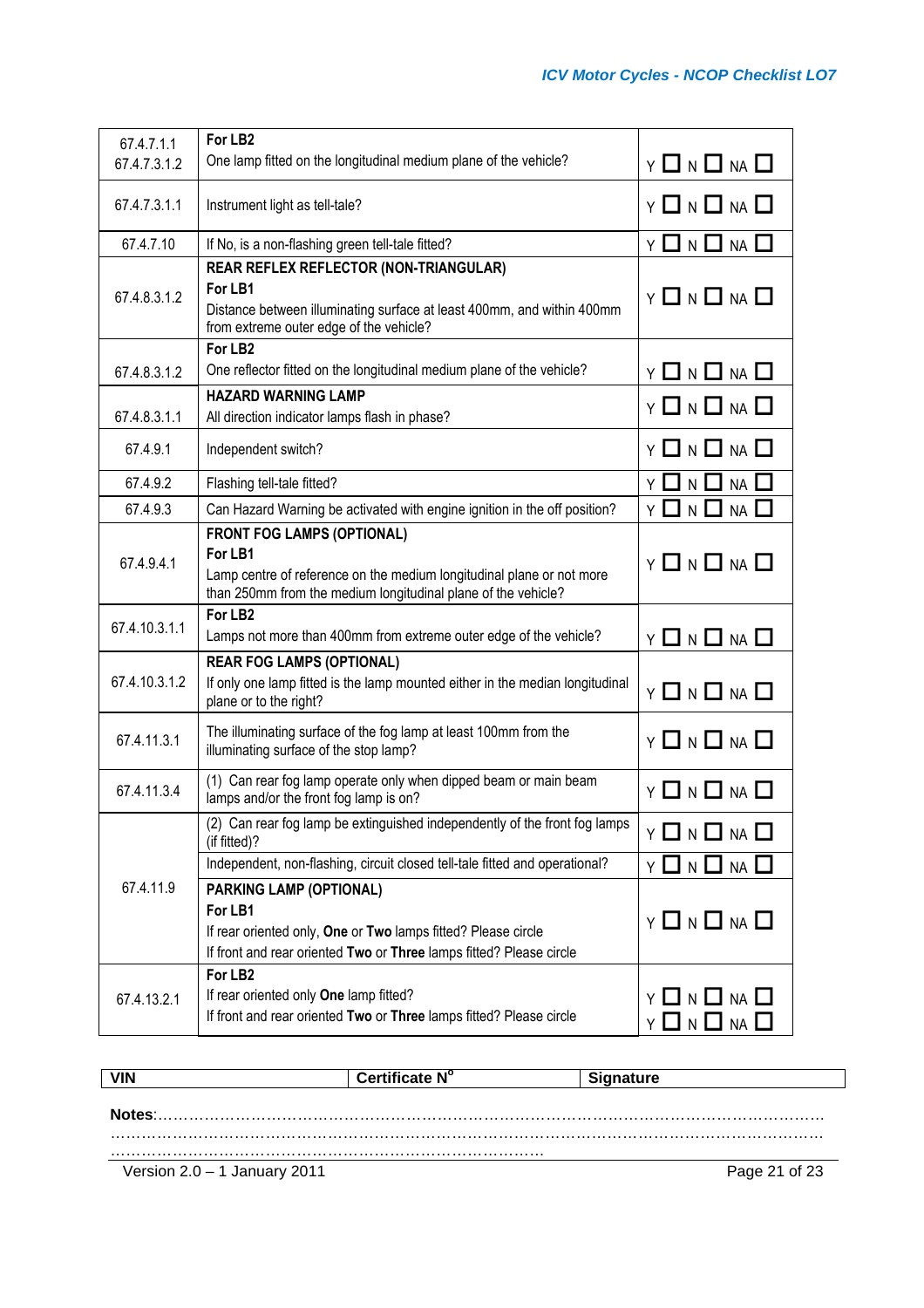| | | |
|---|---|---|
| 67.4.7.1.1<br>67.4.7.3.1.2 | **For LB2**<br>One lamp fitted on the longitudinal medium plane of the vehicle? | Y ☐ N ☐ NA ☐ |
| 67.4.7.3.1.1 | Instrument light as tell-tale? | Y ☐ N ☐ NA ☐ |
| 67.4.7.10 | If No, is a non-flashing green tell-tale fitted? | Y ☐ N ☐ NA ☐ |
| 67.4.8.3.1.2 | **REAR REFLEX REFLECTOR (NON-TRIANGULAR)**<br>**For LB1**<br>Distance between illuminating surface at least 400mm, and within 400mm from extreme outer edge of the vehicle? | Y ☐ N ☐ NA ☐ |
| 67.4.8.3.1.2 | **For LB2**<br>One reflector fitted on the longitudinal medium plane of the vehicle? | Y ☐ N ☐ NA ☐ |
| 67.4.8.3.1.1 | **HAZARD WARNING LAMP**<br>All direction indicator lamps flash in phase? | Y ☐ N ☐ NA ☐ |
| 67.4.9.1 | Independent switch? | Y ☐ N ☐ NA ☐ |
| 67.4.9.2 | Flashing tell-tale fitted? | Y ☐ N ☐ NA ☐ |
| 67.4.9.3 | Can Hazard Warning be activated with engine ignition in the off position? | Y ☐ N ☐ NA ☐ |
| 67.4.9.4.1 | **FRONT FOG LAMPS (OPTIONAL)**<br>**For LB1**<br>Lamp centre of reference on the medium longitudinal plane or not more than 250mm from the medium longitudinal plane of the vehicle? | Y ☐ N ☐ NA ☐ |
| 67.4.10.3.1.1 | **For LB2**<br>Lamps not more than 400mm from extreme outer edge of the vehicle? | Y ☐ N ☐ NA ☐ |
| 67.4.10.3.1.2 | **REAR FOG LAMPS (OPTIONAL)**<br>If only one lamp fitted is the lamp mounted either in the median longitudinal plane or to the right? | Y ☐ N ☐ NA ☐ |
| 67.4.11.3.1 | The illuminating surface of the fog lamp at least 100mm from the illuminating surface of the stop lamp? | Y ☐ N ☐ NA ☐ |
| 67.4.11.3.4 | (1) Can rear fog lamp operate only when dipped beam or main beam lamps and/or the front fog lamp is on? | Y ☐ N ☐ NA ☐ |
| 67.4.11.9 | (2) Can rear fog lamp be extinguished independently of the front fog lamps (if fitted)? | Y ☐ N ☐ NA ☐ |
| | Independent, non-flashing, circuit closed tell-tale fitted and operational? | Y ☐ N ☐ NA ☐ |
| | **PARKING LAMP (OPTIONAL)**<br>**For LB1**<br>If rear oriented only, **One** or **Two** lamps fitted? Please circle<br>If front and rear oriented **Two** or **Three** lamps fitted? Please circle | Y ☐ N ☐ NA ☐ |
| 67.4.13.2.1 | **For LB2**<br>If rear oriented only **One** lamp fitted?<br>If front and rear oriented **Two** or **Three** lamps fitted? Please circle | Y ☐ N ☐ NA ☐<br>Y ☐ N ☐ NA ☐ |

| **VIN** | **Certificate N°** | **Signature** |
|---|---|---|

**Notes**:……………………………………………………………………………………………………………
…………………………………………………………………………………………………………………
……………………………………………………………………………

Version 2.0 – 1 January 2011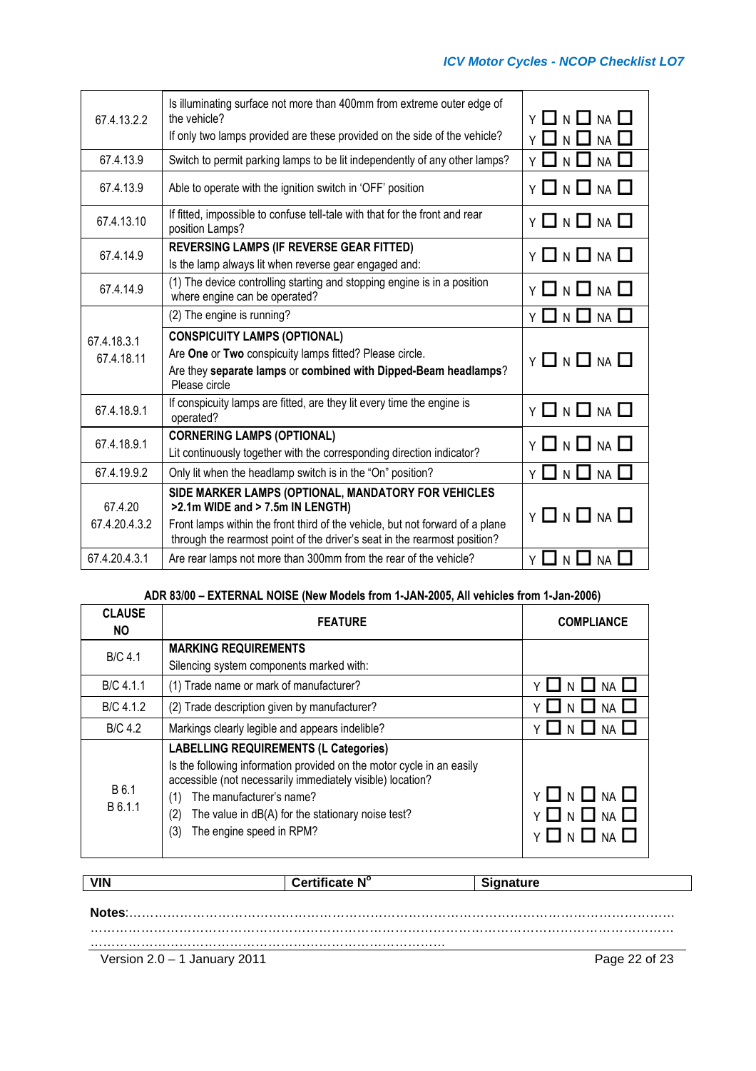| | | |
|---|---|---|
| 67.4.13.2.2 | Is illuminating surface not more than 400mm from extreme outer edge of the vehicle?<br>If only two lamps provided are these provided on the side of the vehicle? | Y ☐ N ☐ NA ☐<br>Y ☐ N ☐ NA ☐ |
| 67.4.13.9 | Switch to permit parking lamps to be lit independently of any other lamps? | Y ☐ N ☐ NA ☐ |
| 67.4.13.9 | Able to operate with the ignition switch in 'OFF' position | Y ☐ N ☐ NA ☐ |
| 67.4.13.10 | If fitted, impossible to confuse tell-tale with that for the front and rear position Lamps? | Y ☐ N ☐ NA ☐ |
| 67.4.14.9 | **REVERSING LAMPS (IF REVERSE GEAR FITTED)**<br>Is the lamp always lit when reverse gear engaged and: | Y ☐ N ☐ NA ☐ |
| 67.4.14.9 | (1) The device controlling starting and stopping engine is in a position where engine can be operated? | Y ☐ N ☐ NA ☐ |
| | (2) The engine is running? | Y ☐ N ☐ NA ☐ |
| 67.4.18.3.1<br>67.4.18.11 | **CONSPICUITY LAMPS (OPTIONAL)**<br>Are **One** or **Two** conspicuity lamps fitted? Please circle.<br>Are they **separate lamps** or **combined with Dipped-Beam headlamps**? Please circle | Y ☐ N ☐ NA ☐ |
| 67.4.18.9.1 | If conspicuity lamps are fitted, are they lit every time the engine is operated? | Y ☐ N ☐ NA ☐ |
| 67.4.18.9.1 | **CORNERING LAMPS (OPTIONAL)**<br>Lit continuously together with the corresponding direction indicator? | Y ☐ N ☐ NA ☐ |
| 67.4.19.9.2 | Only lit when the headlamp switch is in the "On" position? | Y ☐ N ☐ NA ☐ |
| 67.4.20<br>67.4.20.4.3.2 | **SIDE MARKER LAMPS (OPTIONAL, MANDATORY FOR VEHICLES >2.1m WIDE and > 7.5m IN LENGTH)**<br>Front lamps within the front third of the vehicle, but not forward of a plane through the rearmost point of the driver's seat in the rearmost position? | Y ☐ N ☐ NA ☐ |
| 67.4.20.4.3.1 | Are rear lamps not more than 300mm from the rear of the vehicle? | Y ☐ N ☐ NA ☐ |

**ADR 83/00 – EXTERNAL NOISE (New Models from 1-JAN-2005, All vehicles from 1-Jan-2006)**

| CLAUSE NO | FEATURE | COMPLIANCE |
|---|---|---|
| B/C 4.1 | **MARKING REQUIREMENTS**<br>Silencing system components marked with: | |
| B/C 4.1.1 | (1) Trade name or mark of manufacturer? | Y ☐ N ☐ NA ☐ |
| B/C 4.1.2 | (2) Trade description given by manufacturer? | Y ☐ N ☐ NA ☐ |
| B/C 4.2 | Markings clearly legible and appears indelible? | Y ☐ N ☐ NA ☐ |
| B 6.1<br>B 6.1.1 | **LABELLING REQUIREMENTS (L Categories)**<br>Is the following information provided on the motor cycle in an easily accessible (not necessarily immediately visible) location?<br>(1) The manufacturer's name?<br>(2) The value in dB(A) for the stationary noise test?<br>(3) The engine speed in RPM? | Y ☐ N ☐ NA ☐<br>Y ☐ N ☐ NA ☐<br>Y ☐ N ☐ NA ☐ |

| VIN | Certificate N° | Signature |
|---|---|---|

**Notes**:……………………………………………………………………………………………………………
……………………………………………………………………………………………………………………
……………………………………………………………………………

Version 2.0 – 1 January 2011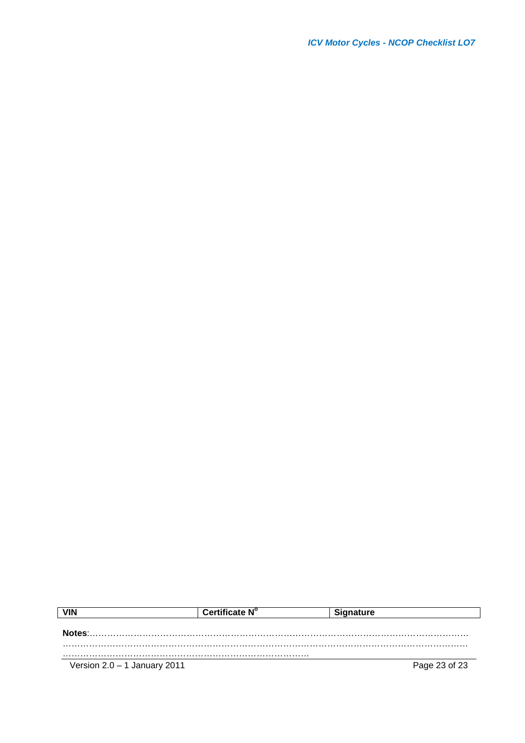| VIN | Certificate N° | Signature |
| --- | --- | --- |

**Notes**:……………………………………………………………………………………………………………
………………………………………………………………………………………………………………………
……………………………………………………………………………